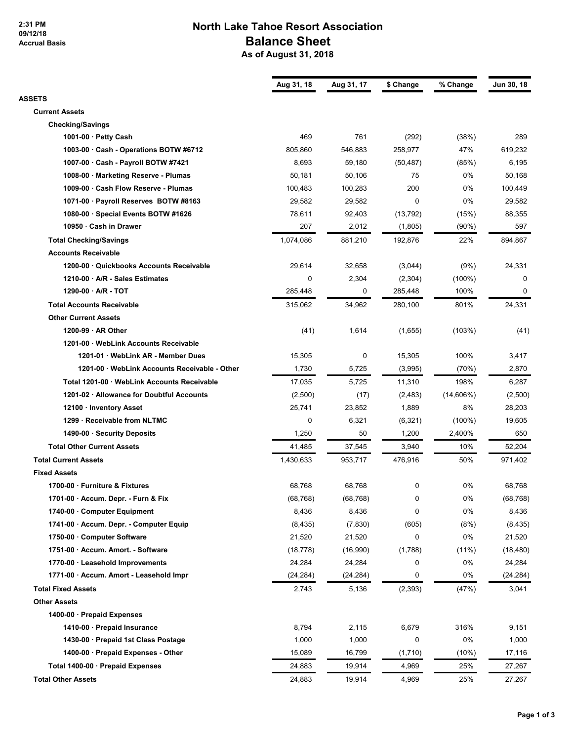2:31 PM
09/12/18
Accrual Basis

# North Lake Tahoe Resort Association
## Balance Sheet
### As of August 31, 2018

| | Aug 31, 18 | Aug 31, 17 | $ Change | % Change | Jun 30, 18 |
|---|---|---|---|---|---|
| **ASSETS** | | | | | |
| **Current Assets** | | | | | |
| **Checking/Savings** | | | | | |
| 1001-00 · Petty Cash | 469 | 761 | (292) | (38%) | 289 |
| 1003-00 · Cash - Operations BOTW #6712 | 805,860 | 546,883 | 258,977 | 47% | 619,232 |
| 1007-00 · Cash - Payroll BOTW #7421 | 8,693 | 59,180 | (50,487) | (85%) | 6,195 |
| 1008-00 · Marketing Reserve - Plumas | 50,181 | 50,106 | 75 | 0% | 50,168 |
| 1009-00 · Cash Flow Reserve - Plumas | 100,483 | 100,283 | 200 | 0% | 100,449 |
| 1071-00 · Payroll Reserves BOTW #8163 | 29,582 | 29,582 | 0 | 0% | 29,582 |
| 1080-00 · Special Events BOTW #1626 | 78,611 | 92,403 | (13,792) | (15%) | 88,355 |
| 10950 · Cash in Drawer | 207 | 2,012 | (1,805) | (90%) | 597 |
| **Total Checking/Savings** | 1,074,086 | 881,210 | 192,876 | 22% | 894,867 |
| **Accounts Receivable** | | | | | |
| 1200-00 · Quickbooks Accounts Receivable | 29,614 | 32,658 | (3,044) | (9%) | 24,331 |
| 1210-00 · A/R - Sales Estimates | 0 | 2,304 | (2,304) | (100%) | 0 |
| 1290-00 · A/R - TOT | 285,448 | 0 | 285,448 | 100% | 0 |
| **Total Accounts Receivable** | 315,062 | 34,962 | 280,100 | 801% | 24,331 |
| **Other Current Assets** | | | | | |
| 1200-99 · AR Other | (41) | 1,614 | (1,655) | (103%) | (41) |
| 1201-00 · WebLink Accounts Receivable | | | | | |
| 1201-01 · WebLink AR - Member Dues | 15,305 | 0 | 15,305 | 100% | 3,417 |
| 1201-00 · WebLink Accounts Receivable - Other | 1,730 | 5,725 | (3,995) | (70%) | 2,870 |
| Total 1201-00 · WebLink Accounts Receivable | 17,035 | 5,725 | 11,310 | 198% | 6,287 |
| 1201-02 · Allowance for Doubtful Accounts | (2,500) | (17) | (2,483) | (14,606%) | (2,500) |
| 12100 · Inventory Asset | 25,741 | 23,852 | 1,889 | 8% | 28,203 |
| 1299 · Receivable from NLTMC | 0 | 6,321 | (6,321) | (100%) | 19,605 |
| 1490-00 · Security Deposits | 1,250 | 50 | 1,200 | 2,400% | 650 |
| **Total Other Current Assets** | 41,485 | 37,545 | 3,940 | 10% | 52,204 |
| **Total Current Assets** | 1,430,633 | 953,717 | 476,916 | 50% | 971,402 |
| **Fixed Assets** | | | | | |
| 1700-00 · Furniture & Fixtures | 68,768 | 68,768 | 0 | 0% | 68,768 |
| 1701-00 · Accum. Depr. - Furn & Fix | (68,768) | (68,768) | 0 | 0% | (68,768) |
| 1740-00 · Computer Equipment | 8,436 | 8,436 | 0 | 0% | 8,436 |
| 1741-00 · Accum. Depr. - Computer Equip | (8,435) | (7,830) | (605) | (8%) | (8,435) |
| 1750-00 · Computer Software | 21,520 | 21,520 | 0 | 0% | 21,520 |
| 1751-00 · Accum. Amort. - Software | (18,778) | (16,990) | (1,788) | (11%) | (18,480) |
| 1770-00 · Leasehold Improvements | 24,284 | 24,284 | 0 | 0% | 24,284 |
| 1771-00 · Accum. Amort - Leasehold Impr | (24,284) | (24,284) | 0 | 0% | (24,284) |
| **Total Fixed Assets** | 2,743 | 5,136 | (2,393) | (47%) | 3,041 |
| **Other Assets** | | | | | |
| 1400-00 · Prepaid Expenses | | | | | |
| 1410-00 · Prepaid Insurance | 8,794 | 2,115 | 6,679 | 316% | 9,151 |
| 1430-00 · Prepaid 1st Class Postage | 1,000 | 1,000 | 0 | 0% | 1,000 |
| 1400-00 · Prepaid Expenses - Other | 15,089 | 16,799 | (1,710) | (10%) | 17,116 |
| Total 1400-00 · Prepaid Expenses | 24,883 | 19,914 | 4,969 | 25% | 27,267 |
| **Total Other Assets** | 24,883 | 19,914 | 4,969 | 25% | 27,267 |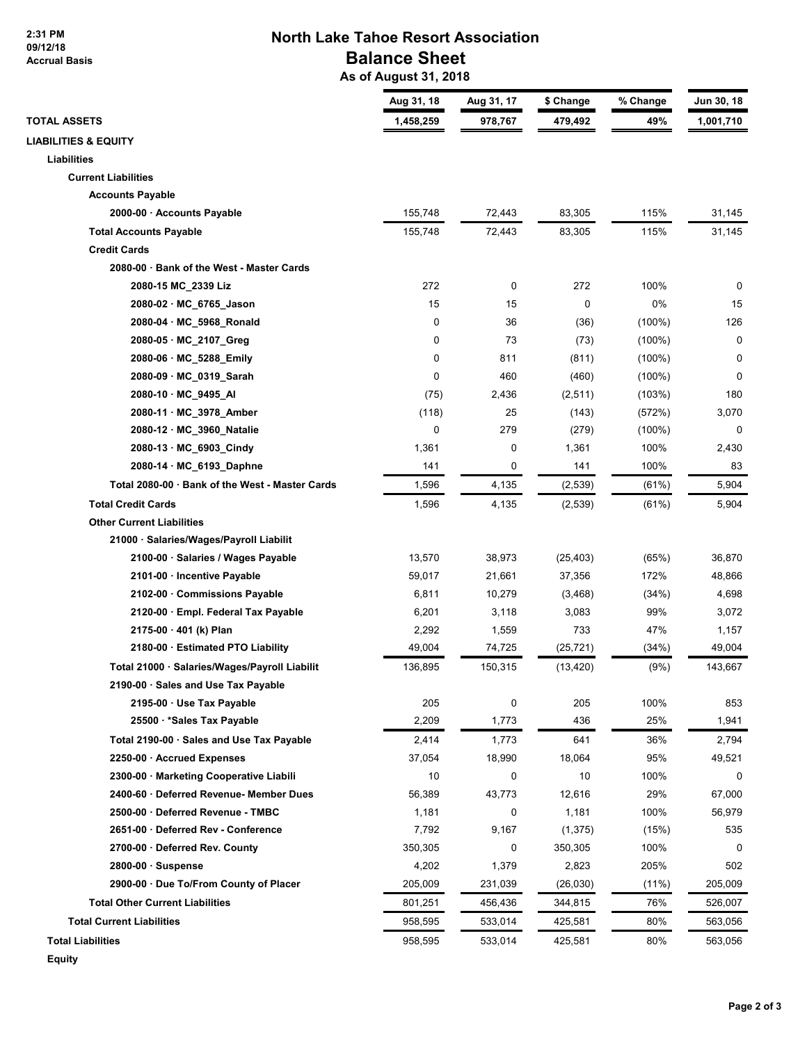2:31 PM
09/12/18
Accrual Basis

# North Lake Tahoe Resort Association
## Balance Sheet
### As of August 31, 2018

| | Aug 31, 18 | Aug 31, 17 | $ Change | % Change | Jun 30, 18 |
|---|---|---|---|---|---|
| **TOTAL ASSETS** | **1,458,259** | **978,767** | **479,492** | **49%** | **1,001,710** |
| **LIABILITIES & EQUITY** | | | | | |
| **Liabilities** | | | | | |
| **Current Liabilities** | | | | | |
| **Accounts Payable** | | | | | |
| 2000-00 · Accounts Payable | 155,748 | 72,443 | 83,305 | 115% | 31,145 |
| **Total Accounts Payable** | 155,748 | 72,443 | 83,305 | 115% | 31,145 |
| **Credit Cards** | | | | | |
| 2080-00 · Bank of the West - Master Cards | | | | | |
| 2080-15 MC_2339 Liz | 272 | 0 | 272 | 100% | 0 |
| 2080-02 · MC_6765_Jason | 15 | 15 | 0 | 0% | 15 |
| 2080-04 · MC_5968_Ronald | 0 | 36 | (36) | (100%) | 126 |
| 2080-05 · MC_2107_Greg | 0 | 73 | (73) | (100%) | 0 |
| 2080-06 · MC_5288_Emily | 0 | 811 | (811) | (100%) | 0 |
| 2080-09 · MC_0319_Sarah | 0 | 460 | (460) | (100%) | 0 |
| 2080-10 · MC_9495_Al | (75) | 2,436 | (2,511) | (103%) | 180 |
| 2080-11 · MC_3978_Amber | (118) | 25 | (143) | (572%) | 3,070 |
| 2080-12 · MC_3960_Natalie | 0 | 279 | (279) | (100%) | 0 |
| 2080-13 · MC_6903_Cindy | 1,361 | 0 | 1,361 | 100% | 2,430 |
| 2080-14 · MC_6193_Daphne | 141 | 0 | 141 | 100% | 83 |
| Total 2080-00 · Bank of the West - Master Cards | 1,596 | 4,135 | (2,539) | (61%) | 5,904 |
| **Total Credit Cards** | 1,596 | 4,135 | (2,539) | (61%) | 5,904 |
| **Other Current Liabilities** | | | | | |
| 21000 · Salaries/Wages/Payroll Liabilit | | | | | |
| 2100-00 · Salaries / Wages Payable | 13,570 | 38,973 | (25,403) | (65%) | 36,870 |
| 2101-00 · Incentive Payable | 59,017 | 21,661 | 37,356 | 172% | 48,866 |
| 2102-00 · Commissions Payable | 6,811 | 10,279 | (3,468) | (34%) | 4,698 |
| 2120-00 · Empl. Federal Tax Payable | 6,201 | 3,118 | 3,083 | 99% | 3,072 |
| 2175-00 · 401 (k) Plan | 2,292 | 1,559 | 733 | 47% | 1,157 |
| 2180-00 · Estimated PTO Liability | 49,004 | 74,725 | (25,721) | (34%) | 49,004 |
| Total 21000 · Salaries/Wages/Payroll Liabilit | 136,895 | 150,315 | (13,420) | (9%) | 143,667 |
| 2190-00 · Sales and Use Tax Payable | | | | | |
| 2195-00 · Use Tax Payable | 205 | 0 | 205 | 100% | 853 |
| 25500 · *Sales Tax Payable | 2,209 | 1,773 | 436 | 25% | 1,941 |
| Total 2190-00 · Sales and Use Tax Payable | 2,414 | 1,773 | 641 | 36% | 2,794 |
| 2250-00 · Accrued Expenses | 37,054 | 18,990 | 18,064 | 95% | 49,521 |
| 2300-00 · Marketing Cooperative Liabili | 10 | 0 | 10 | 100% | 0 |
| 2400-60 · Deferred Revenue- Member Dues | 56,389 | 43,773 | 12,616 | 29% | 67,000 |
| 2500-00 · Deferred Revenue - TMBC | 1,181 | 0 | 1,181 | 100% | 56,979 |
| 2651-00 · Deferred Rev - Conference | 7,792 | 9,167 | (1,375) | (15%) | 535 |
| 2700-00 · Deferred Rev. County | 350,305 | 0 | 350,305 | 100% | 0 |
| 2800-00 · Suspense | 4,202 | 1,379 | 2,823 | 205% | 502 |
| 2900-00 · Due To/From County of Placer | 205,009 | 231,039 | (26,030) | (11%) | 205,009 |
| **Total Other Current Liabilities** | 801,251 | 456,436 | 344,815 | 76% | 526,007 |
| **Total Current Liabilities** | 958,595 | 533,014 | 425,581 | 80% | 563,056 |
| **Total Liabilities** | 958,595 | 533,014 | 425,581 | 80% | 563,056 |
| **Equity** | | | | | |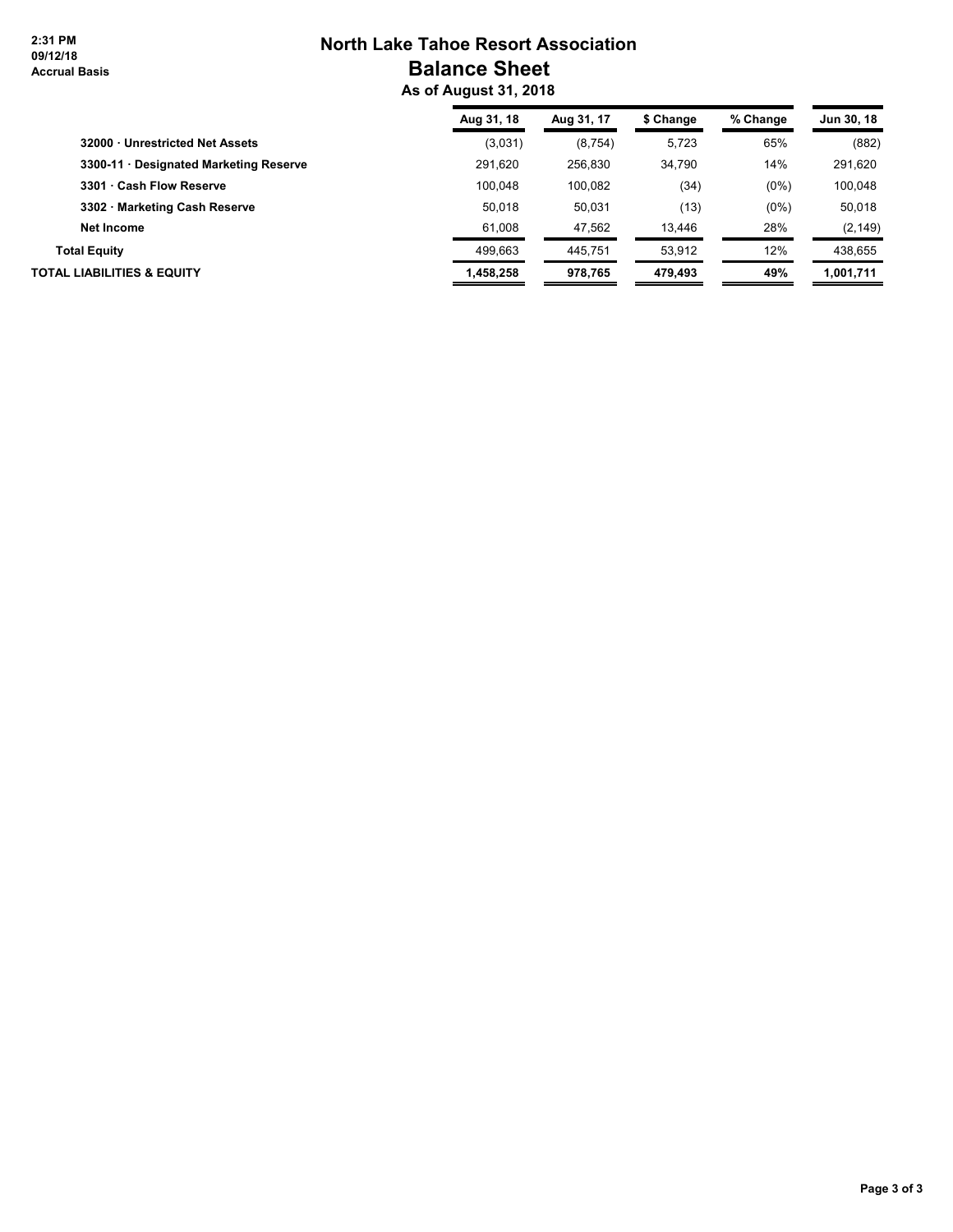2:31 PM
09/12/18
Accrual Basis

# North Lake Tahoe Resort Association
## Balance Sheet
### As of August 31, 2018

| | Aug 31, 18 | Aug 31, 17 | $ Change | % Change | Jun 30, 18 |
|---|---|---|---|---|---|
| **32000 · Unrestricted Net Assets** | (3,031) | (8,754) | 5,723 | 65% | (882) |
| **3300-11 · Designated Marketing Reserve** | 291,620 | 256,830 | 34,790 | 14% | 291,620 |
| **3301 · Cash Flow Reserve** | 100,048 | 100,082 | (34) | (0%) | 100,048 |
| **3302 · Marketing Cash Reserve** | 50,018 | 50,031 | (13) | (0%) | 50,018 |
| **Net Income** | 61,008 | 47,562 | 13,446 | 28% | (2,149) |
| **Total Equity** | 499,663 | 445,751 | 53,912 | 12% | 438,655 |
| **TOTAL LIABILITIES & EQUITY** | **1,458,258** | **978,765** | **479,493** | **49%** | **1,001,711** |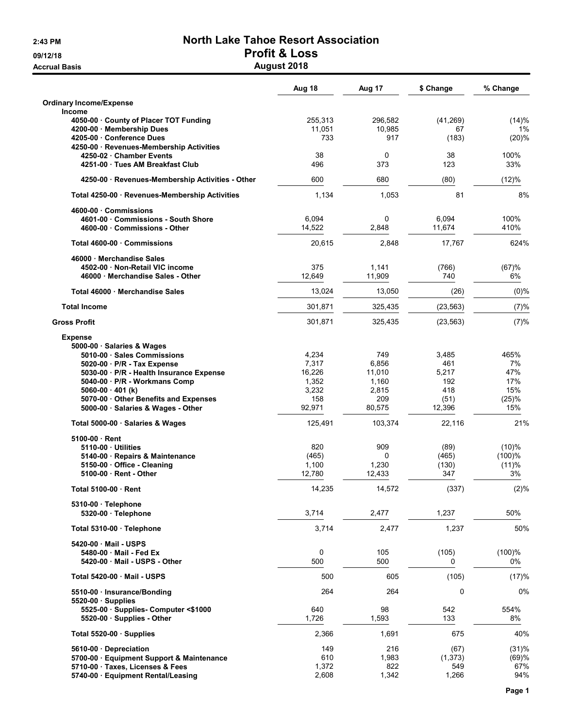# North Lake Tahoe Resort Association

## Profit & Loss

### August 2018

2:43 PM
09/12/18
Accrual Basis

| | Aug 18 | Aug 17 | $ Change | % Change |
|---|---|---|---|---|
| **Ordinary Income/Expense** | | | | |
| **Income** | | | | |
| 4050-00 · County of Placer TOT Funding | 255,313 | 296,582 | (41,269) | (14)% |
| 4200-00 · Membership Dues | 11,051 | 10,985 | 67 | 1% |
| 4205-00 · Conference Dues | 733 | 917 | (183) | (20)% |
| 4250-00 · Revenues-Membership Activities | | | | |
| 4250-02 · Chamber Events | 38 | 0 | 38 | 100% |
| 4251-00 · Tues AM Breakfast Club | 496 | 373 | 123 | 33% |
| 4250-00 · Revenues-Membership Activities - Other | 600 | 680 | (80) | (12)% |
| Total 4250-00 · Revenues-Membership Activities | 1,134 | 1,053 | 81 | 8% |
| 4600-00 · Commissions | | | | |
| 4601-00 · Commissions - South Shore | 6,094 | 0 | 6,094 | 100% |
| 4600-00 · Commissions - Other | 14,522 | 2,848 | 11,674 | 410% |
| Total 4600-00 · Commissions | 20,615 | 2,848 | 17,767 | 624% |
| 46000 · Merchandise Sales | | | | |
| 4502-00 · Non-Retail VIC income | 375 | 1,141 | (766) | (67)% |
| 46000 · Merchandise Sales - Other | 12,649 | 11,909 | 740 | 6% |
| Total 46000 · Merchandise Sales | 13,024 | 13,050 | (26) | (0)% |
| **Total Income** | 301,871 | 325,435 | (23,563) | (7)% |
| **Gross Profit** | 301,871 | 325,435 | (23,563) | (7)% |
| **Expense** | | | | |
| 5000-00 · Salaries & Wages | | | | |
| 5010-00 · Sales Commissions | 4,234 | 749 | 3,485 | 465% |
| 5020-00 · P/R - Tax Expense | 7,317 | 6,856 | 461 | 7% |
| 5030-00 · P/R - Health Insurance Expense | 16,226 | 11,010 | 5,217 | 47% |
| 5040-00 · P/R - Workmans Comp | 1,352 | 1,160 | 192 | 17% |
| 5060-00 · 401 (k) | 3,232 | 2,815 | 418 | 15% |
| 5070-00 · Other Benefits and Expenses | 158 | 209 | (51) | (25)% |
| 5000-00 · Salaries & Wages - Other | 92,971 | 80,575 | 12,396 | 15% |
| Total 5000-00 · Salaries & Wages | 125,491 | 103,374 | 22,116 | 21% |
| 5100-00 · Rent | | | | |
| 5110-00 · Utilities | 820 | 909 | (89) | (10)% |
| 5140-00 · Repairs & Maintenance | (465) | 0 | (465) | (100)% |
| 5150-00 · Office - Cleaning | 1,100 | 1,230 | (130) | (11)% |
| 5100-00 · Rent - Other | 12,780 | 12,433 | 347 | 3% |
| Total 5100-00 · Rent | 14,235 | 14,572 | (337) | (2)% |
| 5310-00 · Telephone | | | | |
| 5320-00 · Telephone | 3,714 | 2,477 | 1,237 | 50% |
| Total 5310-00 · Telephone | 3,714 | 2,477 | 1,237 | 50% |
| 5420-00 · Mail - USPS | | | | |
| 5480-00 · Mail - Fed Ex | 0 | 105 | (105) | (100)% |
| 5420-00 · Mail - USPS - Other | 500 | 500 | 0 | 0% |
| Total 5420-00 · Mail - USPS | 500 | 605 | (105) | (17)% |
| 5510-00 · Insurance/Bonding | 264 | 264 | 0 | 0% |
| 5520-00 · Supplies | | | | |
| 5525-00 · Supplies- Computer <$1000 | 640 | 98 | 542 | 554% |
| 5520-00 · Supplies - Other | 1,726 | 1,593 | 133 | 8% |
| Total 5520-00 · Supplies | 2,366 | 1,691 | 675 | 40% |
| 5610-00 · Depreciation | 149 | 216 | (67) | (31)% |
| 5700-00 · Equipment Support & Maintenance | 610 | 1,983 | (1,373) | (69)% |
| 5710-00 · Taxes, Licenses & Fees | 1,372 | 822 | 549 | 67% |
| 5740-00 · Equipment Rental/Leasing | 2,608 | 1,342 | 1,266 | 94% |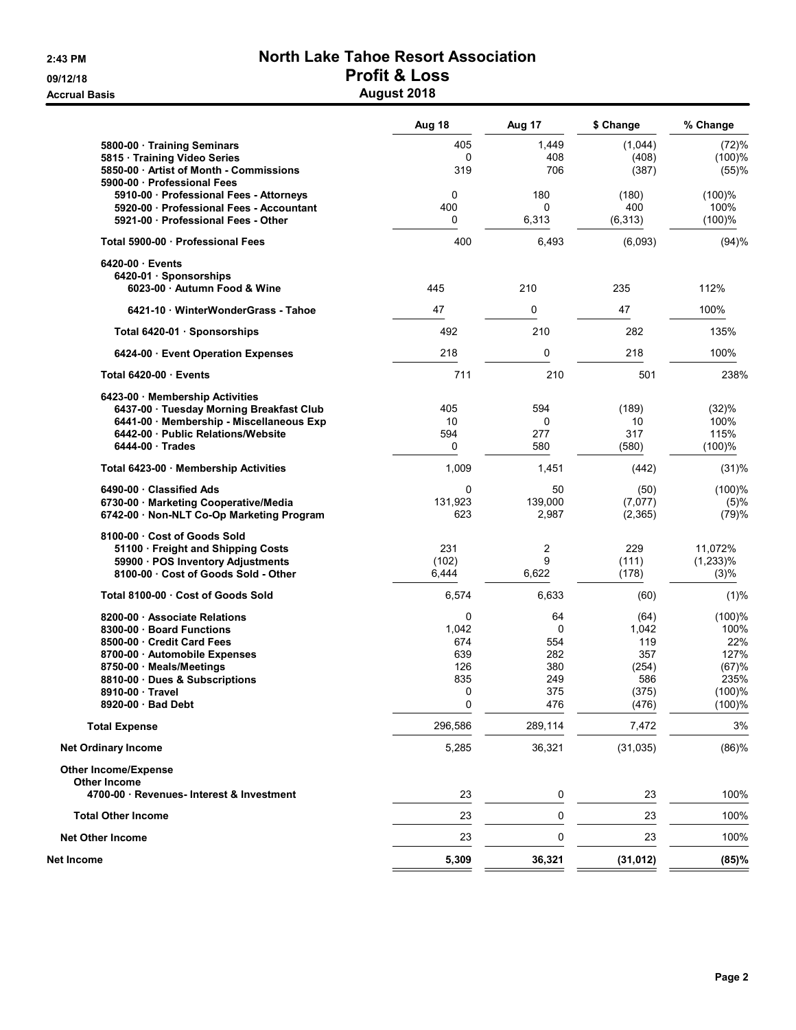# North Lake Tahoe Resort Association

## Profit & Loss

### August 2018

2:43 PM
09/12/18
Accrual Basis

| | Aug 18 | Aug 17 | $ Change | % Change |
|---|---|---|---|---|
| 5800-00 · Training Seminars | 405 | 1,449 | (1,044) | (72)% |
| 5815 · Training Video Series | 0 | 408 | (408) | (100)% |
| 5850-00 · Artist of Month - Commissions | 319 | 706 | (387) | (55)% |
| 5900-00 · Professional Fees | | | | |
| 5910-00 · Professional Fees - Attorneys | 0 | 180 | (180) | (100)% |
| 5920-00 · Professional Fees - Accountant | 400 | 0 | 400 | 100% |
| 5921-00 · Professional Fees - Other | 0 | 6,313 | (6,313) | (100)% |
| Total 5900-00 · Professional Fees | 400 | 6,493 | (6,093) | (94)% |
| 6420-00 · Events | | | | |
| 6420-01 · Sponsorships | | | | |
| 6023-00 · Autumn Food & Wine | 445 | 210 | 235 | 112% |
| 6421-10 · WinterWonderGrass - Tahoe | 47 | 0 | 47 | 100% |
| Total 6420-01 · Sponsorships | 492 | 210 | 282 | 135% |
| 6424-00 · Event Operation Expenses | 218 | 0 | 218 | 100% |
| Total 6420-00 · Events | 711 | 210 | 501 | 238% |
| 6423-00 · Membership Activities | | | | |
| 6437-00 · Tuesday Morning Breakfast Club | 405 | 594 | (189) | (32)% |
| 6441-00 · Membership - Miscellaneous Exp | 10 | 0 | 10 | 100% |
| 6442-00 · Public Relations/Website | 594 | 277 | 317 | 115% |
| 6444-00 · Trades | 0 | 580 | (580) | (100)% |
| Total 6423-00 · Membership Activities | 1,009 | 1,451 | (442) | (31)% |
| 6490-00 · Classified Ads | 0 | 50 | (50) | (100)% |
| 6730-00 · Marketing Cooperative/Media | 131,923 | 139,000 | (7,077) | (5)% |
| 6742-00 · Non-NLT Co-Op Marketing Program | 623 | 2,987 | (2,365) | (79)% |
| 8100-00 · Cost of Goods Sold | | | | |
| 51100 · Freight and Shipping Costs | 231 | 2 | 229 | 11,072% |
| 59900 · POS Inventory Adjustments | (102) | 9 | (111) | (1,233)% |
| 8100-00 · Cost of Goods Sold - Other | 6,444 | 6,622 | (178) | (3)% |
| Total 8100-00 · Cost of Goods Sold | 6,574 | 6,633 | (60) | (1)% |
| 8200-00 · Associate Relations | 0 | 64 | (64) | (100)% |
| 8300-00 · Board Functions | 1,042 | 0 | 1,042 | 100% |
| 8500-00 · Credit Card Fees | 674 | 554 | 119 | 22% |
| 8700-00 · Automobile Expenses | 639 | 282 | 357 | 127% |
| 8750-00 · Meals/Meetings | 126 | 380 | (254) | (67)% |
| 8810-00 · Dues & Subscriptions | 835 | 249 | 586 | 235% |
| 8910-00 · Travel | 0 | 375 | (375) | (100)% |
| 8920-00 · Bad Debt | 0 | 476 | (476) | (100)% |
| **Total Expense** | 296,586 | 289,114 | 7,472 | 3% |
| **Net Ordinary Income** | 5,285 | 36,321 | (31,035) | (86)% |
| **Other Income/Expense** | | | | |
| **Other Income** | | | | |
| 4700-00 · Revenues- Interest & Investment | 23 | 0 | 23 | 100% |
| **Total Other Income** | 23 | 0 | 23 | 100% |
| **Net Other Income** | 23 | 0 | 23 | 100% |
| **Net Income** | **5,309** | **36,321** | **(31,012)** | **(85)%** |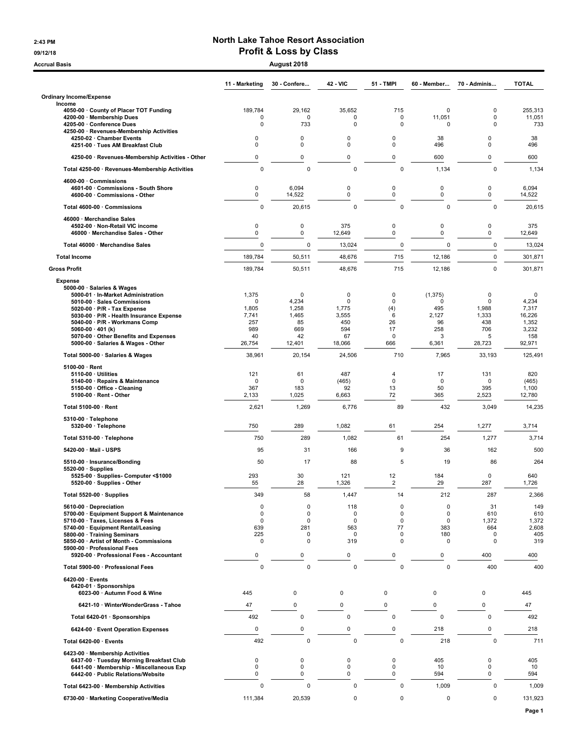# North Lake Tahoe Resort Association

## Profit & Loss by Class

**August 2018**

2:43 PM
09/12/18
Accrual Basis

| | 11 - Marketing | 30 - Confere... | 42 - VIC | 51 - TMPI | 60 - Member... | 70 - Adminis... | TOTAL |
|---|---|---|---|---|---|---|---|
| **Ordinary Income/Expense** | | | | | | | |
| **Income** | | | | | | | |
| 4050-00 · County of Placer TOT Funding | 189,784 | 29,162 | 35,652 | 715 | 0 | 0 | 255,313 |
| 4200-00 · Membership Dues | 0 | 0 | 0 | 0 | 11,051 | 0 | 11,051 |
| 4205-00 · Conference Dues | 0 | 733 | 0 | 0 | 0 | 0 | 733 |
| 4250-00 · Revenues-Membership Activities | | | | | | | |
| 4250-02 · Chamber Events | 0 | 0 | 0 | 0 | 38 | 0 | 38 |
| 4251-00 · Tues AM Breakfast Club | 0 | 0 | 0 | 0 | 496 | 0 | 496 |
| 4250-00 · Revenues-Membership Activities - Other | 0 | 0 | 0 | 0 | 600 | 0 | 600 |
| Total 4250-00 · Revenues-Membership Activities | 0 | 0 | 0 | 0 | 1,134 | 0 | 1,134 |
| 4600-00 · Commissions | | | | | | | |
| 4601-00 · Commissions - South Shore | 0 | 6,094 | 0 | 0 | 0 | 0 | 6,094 |
| 4600-00 · Commissions - Other | 0 | 14,522 | 0 | 0 | 0 | 0 | 14,522 |
| Total 4600-00 · Commissions | 0 | 20,615 | 0 | 0 | 0 | 0 | 20,615 |
| 46000 · Merchandise Sales | | | | | | | |
| 4502-00 · Non-Retail VIC income | 0 | 0 | 375 | 0 | 0 | 0 | 375 |
| 46000 · Merchandise Sales - Other | 0 | 0 | 12,649 | 0 | 0 | 0 | 12,649 |
| Total 46000 · Merchandise Sales | 0 | 0 | 13,024 | 0 | 0 | 0 | 13,024 |
| **Total Income** | 189,784 | 50,511 | 48,676 | 715 | 12,186 | 0 | 301,871 |
| **Gross Profit** | 189,784 | 50,511 | 48,676 | 715 | 12,186 | 0 | 301,871 |
| **Expense** | | | | | | | |
| 5000-00 · Salaries & Wages | | | | | | | |
| 5000-01 · In-Market Administration | 1,375 | 0 | 0 | 0 | (1,375) | 0 | 0 |
| 5010-00 · Sales Commissions | 0 | 4,234 | 0 | 0 | 0 | 0 | 4,234 |
| 5020-00 · P/R - Tax Expense | 1,805 | 1,258 | 1,775 | (4) | 495 | 1,988 | 7,317 |
| 5030-00 · P/R - Health Insurance Expense | 7,741 | 1,465 | 3,555 | 6 | 2,127 | 1,333 | 16,226 |
| 5040-00 · P/R - Workmans Comp | 257 | 85 | 450 | 26 | 96 | 438 | 1,352 |
| 5060-00 · 401 (k) | 989 | 669 | 594 | 17 | 258 | 706 | 3,232 |
| 5070-00 · Other Benefits and Expenses | 40 | 42 | 67 | 0 | 3 | 5 | 158 |
| 5000-00 · Salaries & Wages - Other | 26,754 | 12,401 | 18,066 | 666 | 6,361 | 28,723 | 92,971 |
| Total 5000-00 · Salaries & Wages | 38,961 | 20,154 | 24,506 | 710 | 7,965 | 33,193 | 125,491 |
| 5100-00 · Rent | | | | | | | |
| 5110-00 · Utilities | 121 | 61 | 487 | 4 | 17 | 131 | 820 |
| 5140-00 · Repairs & Maintenance | 0 | 0 | (465) | 0 | 0 | 0 | (465) |
| 5150-00 · Office - Cleaning | 367 | 183 | 92 | 13 | 50 | 395 | 1,100 |
| 5100-00 · Rent - Other | 2,133 | 1,025 | 6,663 | 72 | 365 | 2,523 | 12,780 |
| Total 5100-00 · Rent | 2,621 | 1,269 | 6,776 | 89 | 432 | 3,049 | 14,235 |
| 5310-00 · Telephone | | | | | | | |
| 5320-00 · Telephone | 750 | 289 | 1,082 | 61 | 254 | 1,277 | 3,714 |
| Total 5310-00 · Telephone | 750 | 289 | 1,082 | 61 | 254 | 1,277 | 3,714 |
| 5420-00 · Mail - USPS | 95 | 31 | 166 | 9 | 36 | 162 | 500 |
| 5510-00 · Insurance/Bonding | 50 | 17 | 88 | 5 | 19 | 86 | 264 |
| 5520-00 · Supplies | | | | | | | |
| 5525-00 · Supplies- Computer <$1000 | 293 | 30 | 121 | 12 | 184 | 0 | 640 |
| 5520-00 · Supplies - Other | 55 | 28 | 1,326 | 2 | 29 | 287 | 1,726 |
| Total 5520-00 · Supplies | 349 | 58 | 1,447 | 14 | 212 | 287 | 2,366 |
| 5610-00 · Depreciation | 0 | 0 | 118 | 0 | 0 | 31 | 149 |
| 5700-00 · Equipment Support & Maintenance | 0 | 0 | 0 | 0 | 0 | 610 | 610 |
| 5710-00 · Taxes, Licenses & Fees | 0 | 0 | 0 | 0 | 0 | 1,372 | 1,372 |
| 5740-00 · Equipment Rental/Leasing | 639 | 281 | 563 | 77 | 383 | 664 | 2,608 |
| 5800-00 · Training Seminars | 225 | 0 | 0 | 0 | 180 | 0 | 405 |
| 5850-00 · Artist of Month - Commissions | 0 | 0 | 319 | 0 | 0 | 0 | 319 |
| 5900-00 · Professional Fees | | | | | | | |
| 5920-00 · Professional Fees - Accountant | 0 | 0 | 0 | 0 | 0 | 400 | 400 |
| Total 5900-00 · Professional Fees | 0 | 0 | 0 | 0 | 0 | 400 | 400 |
| 6420-00 · Events | | | | | | | |
| 6420-01 · Sponsorships | | | | | | | |
| 6023-00 · Autumn Food & Wine | 445 | 0 | 0 | 0 | 0 | 0 | 445 |
| 6421-10 · WinterWonderGrass - Tahoe | 47 | 0 | 0 | 0 | 0 | 0 | 47 |
| Total 6420-01 · Sponsorships | 492 | 0 | 0 | 0 | 0 | 0 | 492 |
| 6424-00 · Event Operation Expenses | 0 | 0 | 0 | 0 | 218 | 0 | 218 |
| Total 6420-00 · Events | 492 | 0 | 0 | 0 | 218 | 0 | 711 |
| 6423-00 · Membership Activities | | | | | | | |
| 6437-00 · Tuesday Morning Breakfast Club | 0 | 0 | 0 | 0 | 405 | 0 | 405 |
| 6441-00 · Membership - Miscellaneous Exp | 0 | 0 | 0 | 0 | 10 | 0 | 10 |
| 6442-00 · Public Relations/Website | 0 | 0 | 0 | 0 | 594 | 0 | 594 |
| Total 6423-00 · Membership Activities | 0 | 0 | 0 | 0 | 1,009 | 0 | 1,009 |
| 6730-00 · Marketing Cooperative/Media | 111,384 | 20,539 | 0 | 0 | 0 | 0 | 131,923 |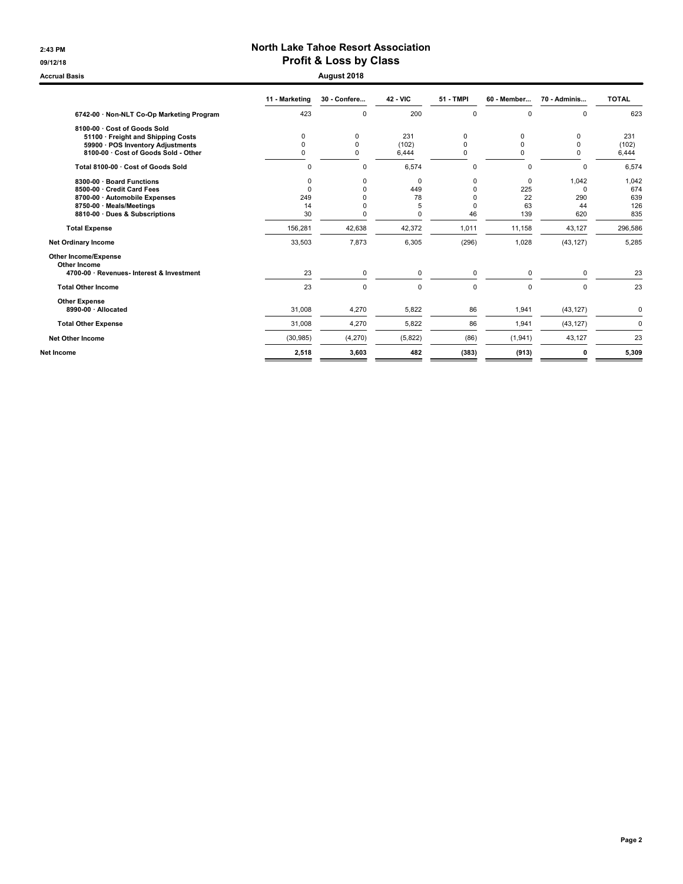# North Lake Tahoe Resort Association

## Profit & Loss by Class

Accrual Basis — August 2018

| | 11 - Marketing | 30 - Confere... | 42 - VIC | 51 - TMPI | 60 - Member... | 70 - Adminis... | TOTAL |
|---|---|---|---|---|---|---|---|
| 6742-00 · Non-NLT Co-Op Marketing Program | 423 | 0 | 200 | 0 | 0 | 0 | 623 |
| 8100-00 · Cost of Goods Sold | | | | | | | |
| 51100 · Freight and Shipping Costs | 0 | 0 | 231 | 0 | 0 | 0 | 231 |
| 59900 · POS Inventory Adjustments | 0 | 0 | (102) | 0 | 0 | 0 | (102) |
| 8100-00 · Cost of Goods Sold - Other | 0 | 0 | 6,444 | 0 | 0 | 0 | 6,444 |
| Total 8100-00 · Cost of Goods Sold | 0 | 0 | 6,574 | 0 | 0 | 0 | 6,574 |
| 8300-00 · Board Functions | 0 | 0 | 0 | 0 | 0 | 1,042 | 1,042 |
| 8500-00 · Credit Card Fees | 0 | 0 | 449 | 0 | 225 | 0 | 674 |
| 8700-00 · Automobile Expenses | 249 | 0 | 78 | 0 | 22 | 290 | 639 |
| 8750-00 · Meals/Meetings | 14 | 0 | 5 | 0 | 63 | 44 | 126 |
| 8810-00 · Dues & Subscriptions | 30 | 0 | 0 | 46 | 139 | 620 | 835 |
| Total Expense | 156,281 | 42,638 | 42,372 | 1,011 | 11,158 | 43,127 | 296,586 |
| Net Ordinary Income | 33,503 | 7,873 | 6,305 | (296) | 1,028 | (43,127) | 5,285 |
| Other Income/Expense | | | | | | | |
| Other Income | | | | | | | |
| 4700-00 · Revenues- Interest & Investment | 23 | 0 | 0 | 0 | 0 | 0 | 23 |
| Total Other Income | 23 | 0 | 0 | 0 | 0 | 0 | 23 |
| Other Expense | | | | | | | |
| 8990-00 · Allocated | 31,008 | 4,270 | 5,822 | 86 | 1,941 | (43,127) | 0 |
| Total Other Expense | 31,008 | 4,270 | 5,822 | 86 | 1,941 | (43,127) | 0 |
| Net Other Income | (30,985) | (4,270) | (5,822) | (86) | (1,941) | 43,127 | 23 |
| Net Income | 2,518 | 3,603 | 482 | (383) | (913) | 0 | 5,309 |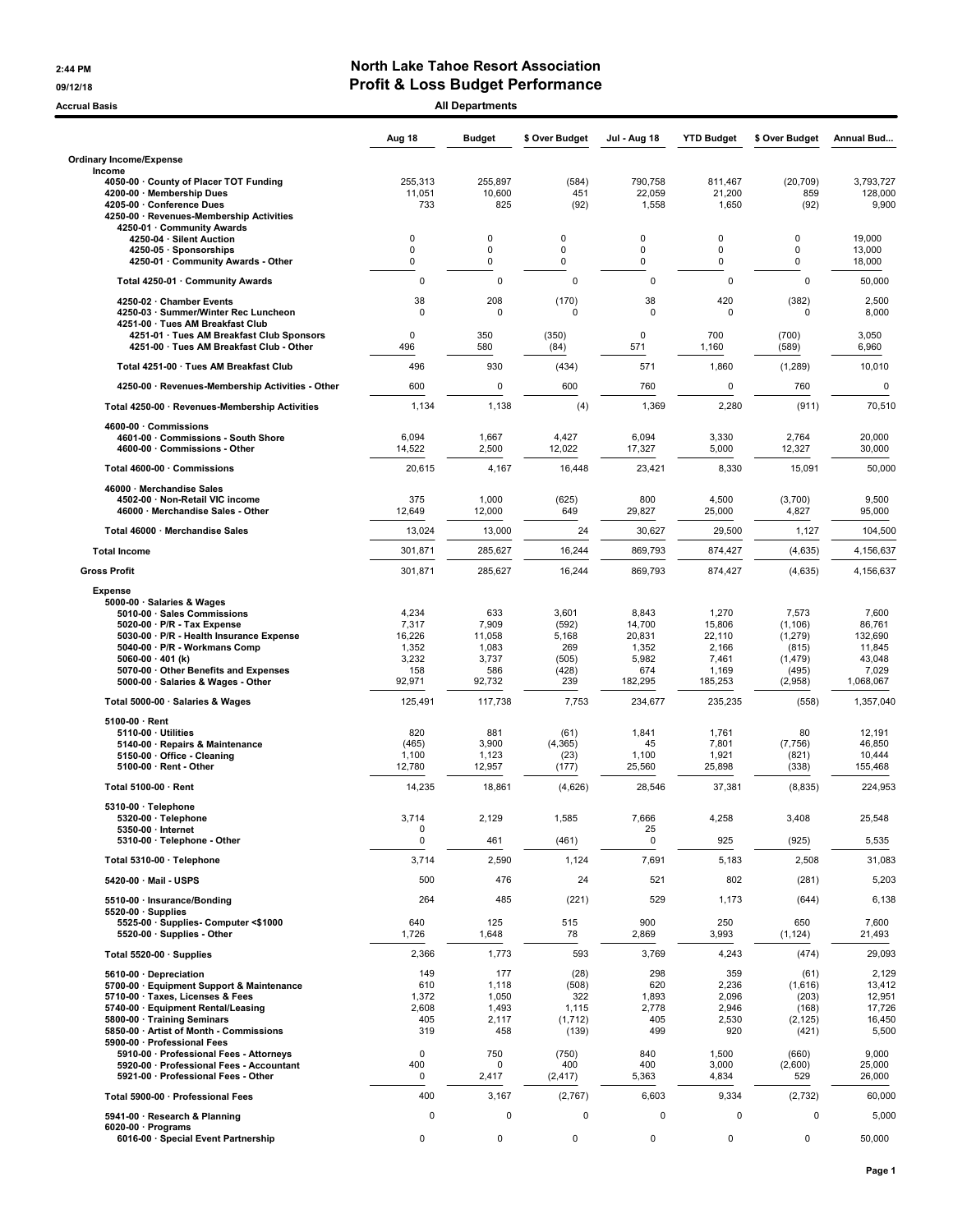# North Lake Tahoe Resort Association

## Profit & Loss Budget Performance

**All Departments**

2:44 PM
09/12/18
Accrual Basis

| | Aug 18 | Budget | $ Over Budget | Jul - Aug 18 | YTD Budget | $ Over Budget | Annual Bud... |
|---|---|---|---|---|---|---|---|
| **Ordinary Income/Expense** | | | | | | | |
| **Income** | | | | | | | |
| 4050-00 · County of Placer TOT Funding | 255,313 | 255,897 | (584) | 790,758 | 811,467 | (20,709) | 3,793,727 |
| 4200-00 · Membership Dues | 11,051 | 10,600 | 451 | 22,059 | 21,200 | 859 | 128,000 |
| 4205-00 · Conference Dues | 733 | 825 | (92) | 1,558 | 1,650 | (92) | 9,900 |
| 4250-00 · Revenues-Membership Activities | | | | | | | |
| 4250-01 · Community Awards | | | | | | | |
| 4250-04 · Silent Auction | 0 | 0 | 0 | 0 | 0 | 0 | 19,000 |
| 4250-05 · Sponsorships | 0 | 0 | 0 | 0 | 0 | 0 | 13,000 |
| 4250-01 · Community Awards - Other | 0 | 0 | 0 | 0 | 0 | 0 | 18,000 |
| Total 4250-01 · Community Awards | 0 | 0 | 0 | 0 | 0 | 0 | 50,000 |
| 4250-02 · Chamber Events | 38 | 208 | (170) | 38 | 420 | (382) | 2,500 |
| 4250-03 · Summer/Winter Rec Luncheon | 0 | 0 | 0 | 0 | 0 | 0 | 8,000 |
| 4251-00 · Tues AM Breakfast Club | | | | | | | |
| 4251-01 · Tues AM Breakfast Club Sponsors | 0 | 350 | (350) | 0 | 700 | (700) | 3,050 |
| 4251-00 · Tues AM Breakfast Club - Other | 496 | 580 | (84) | 571 | 1,160 | (589) | 6,960 |
| Total 4251-00 · Tues AM Breakfast Club | 496 | 930 | (434) | 571 | 1,860 | (1,289) | 10,010 |
| 4250-00 · Revenues-Membership Activities - Other | 600 | 0 | 600 | 760 | 0 | 760 | 0 |
| Total 4250-00 · Revenues-Membership Activities | 1,134 | 1,138 | (4) | 1,369 | 2,280 | (911) | 70,510 |
| 4600-00 · Commissions | | | | | | | |
| 4601-00 · Commissions - South Shore | 6,094 | 1,667 | 4,427 | 6,094 | 3,330 | 2,764 | 20,000 |
| 4600-00 · Commissions - Other | 14,522 | 2,500 | 12,022 | 17,327 | 5,000 | 12,327 | 30,000 |
| Total 4600-00 · Commissions | 20,615 | 4,167 | 16,448 | 23,421 | 8,330 | 15,091 | 50,000 |
| 46000 · Merchandise Sales | | | | | | | |
| 4502-00 · Non-Retail VIC income | 375 | 1,000 | (625) | 800 | 4,500 | (3,700) | 9,500 |
| 46000 · Merchandise Sales - Other | 12,649 | 12,000 | 649 | 29,827 | 25,000 | 4,827 | 95,000 |
| Total 46000 · Merchandise Sales | 13,024 | 13,000 | 24 | 30,627 | 29,500 | 1,127 | 104,500 |
| **Total Income** | 301,871 | 285,627 | 16,244 | 869,793 | 874,427 | (4,635) | 4,156,637 |
| **Gross Profit** | 301,871 | 285,627 | 16,244 | 869,793 | 874,427 | (4,635) | 4,156,637 |
| **Expense** | | | | | | | |
| 5000-00 · Salaries & Wages | | | | | | | |
| 5010-00 · Sales Commissions | 4,234 | 633 | 3,601 | 8,843 | 1,270 | 7,573 | 7,600 |
| 5020-00 · P/R - Tax Expense | 7,317 | 7,909 | (592) | 14,700 | 15,806 | (1,106) | 86,761 |
| 5030-00 · P/R - Health Insurance Expense | 16,226 | 11,058 | 5,168 | 20,831 | 22,110 | (1,279) | 132,690 |
| 5040-00 · P/R - Workmans Comp | 1,352 | 1,083 | 269 | 1,352 | 2,166 | (815) | 11,845 |
| 5060-00 · 401 (k) | 3,232 | 3,737 | (505) | 5,982 | 7,461 | (1,479) | 43,048 |
| 5070-00 · Other Benefits and Expenses | 158 | 586 | (428) | 674 | 1,169 | (495) | 7,029 |
| 5000-00 · Salaries & Wages - Other | 92,971 | 92,732 | 239 | 182,295 | 185,253 | (2,958) | 1,068,067 |
| Total 5000-00 · Salaries & Wages | 125,491 | 117,738 | 7,753 | 234,677 | 235,235 | (558) | 1,357,040 |
| 5100-00 · Rent | | | | | | | |
| 5110-00 · Utilities | 820 | 881 | (61) | 1,841 | 1,761 | 80 | 12,191 |
| 5140-00 · Repairs & Maintenance | (465) | 3,900 | (4,365) | 45 | 7,801 | (7,756) | 46,850 |
| 5150-00 · Office - Cleaning | 1,100 | 1,123 | (23) | 1,100 | 1,921 | (821) | 10,444 |
| 5100-00 · Rent - Other | 12,780 | 12,957 | (177) | 25,560 | 25,898 | (338) | 155,468 |
| Total 5100-00 · Rent | 14,235 | 18,861 | (4,626) | 28,546 | 37,381 | (8,835) | 224,953 |
| 5310-00 · Telephone | | | | | | | |
| 5320-00 · Telephone | 3,714 | 2,129 | 1,585 | 7,666 | 4,258 | 3,408 | 25,548 |
| 5350-00 · Internet | 0 | | | 25 | | | |
| 5310-00 · Telephone - Other | 0 | 461 | (461) | 0 | 925 | (925) | 5,535 |
| Total 5310-00 · Telephone | 3,714 | 2,590 | 1,124 | 7,691 | 5,183 | 2,508 | 31,083 |
| 5420-00 · Mail - USPS | 500 | 476 | 24 | 521 | 802 | (281) | 5,203 |
| 5510-00 · Insurance/Bonding | 264 | 485 | (221) | 529 | 1,173 | (644) | 6,138 |
| 5520-00 · Supplies | | | | | | | |
| 5525-00 · Supplies- Computer <$1000 | 640 | 125 | 515 | 900 | 250 | 650 | 7,600 |
| 5520-00 · Supplies - Other | 1,726 | 1,648 | 78 | 2,869 | 3,993 | (1,124) | 21,493 |
| Total 5520-00 · Supplies | 2,366 | 1,773 | 593 | 3,769 | 4,243 | (474) | 29,093 |
| 5610-00 · Depreciation | 149 | 177 | (28) | 298 | 359 | (61) | 2,129 |
| 5700-00 · Equipment Support & Maintenance | 610 | 1,118 | (508) | 620 | 2,236 | (1,616) | 13,412 |
| 5710-00 · Taxes, Licenses & Fees | 1,372 | 1,050 | 322 | 1,893 | 2,096 | (203) | 12,951 |
| 5740-00 · Equipment Rental/Leasing | 2,608 | 1,493 | 1,115 | 2,778 | 2,946 | (168) | 17,726 |
| 5800-00 · Training Seminars | 405 | 2,117 | (1,712) | 405 | 2,530 | (2,125) | 16,450 |
| 5850-00 · Artist of Month - Commissions | 319 | 458 | (139) | 499 | 920 | (421) | 5,500 |
| 5900-00 · Professional Fees | | | | | | | |
| 5910-00 · Professional Fees - Attorneys | 0 | 750 | (750) | 840 | 1,500 | (660) | 9,000 |
| 5920-00 · Professional Fees - Accountant | 400 | 0 | 400 | 400 | 3,000 | (2,600) | 25,000 |
| 5921-00 · Professional Fees - Other | 0 | 2,417 | (2,417) | 5,363 | 4,834 | 529 | 26,000 |
| Total 5900-00 · Professional Fees | 400 | 3,167 | (2,767) | 6,603 | 9,334 | (2,732) | 60,000 |
| 5941-00 · Research & Planning | 0 | 0 | 0 | 0 | 0 | 0 | 5,000 |
| 6020-00 · Programs | | | | | | | |
| 6016-00 · Special Event Partnership | 0 | 0 | 0 | 0 | 0 | 0 | 50,000 |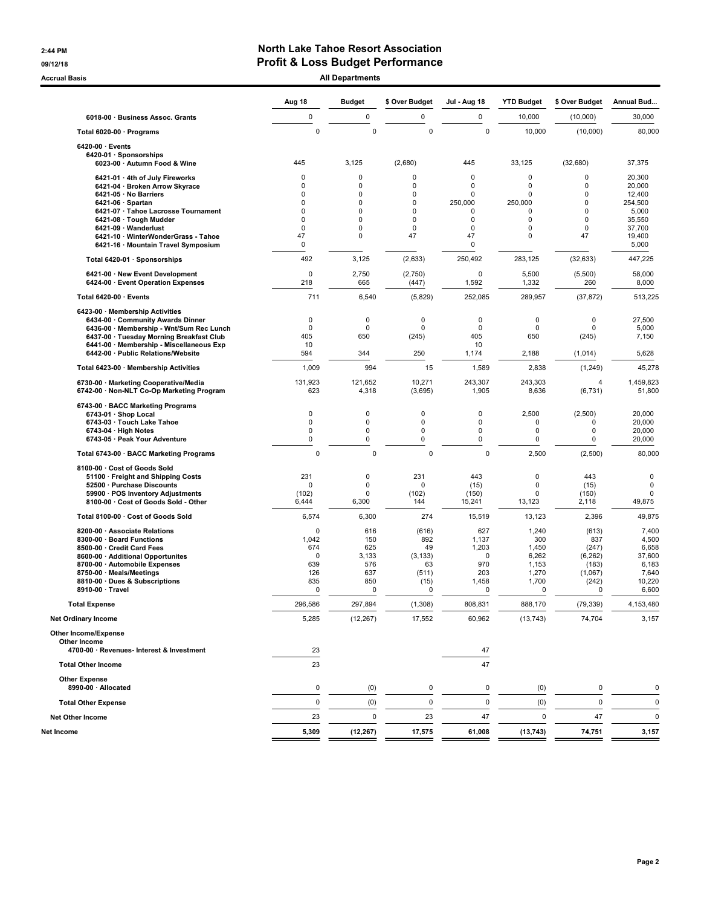# North Lake Tahoe Resort Association

## Profit & Loss Budget Performance

2:44 PM
09/12/18
Accrual Basis

All Departments

| | Aug 18 | Budget | $ Over Budget | Jul - Aug 18 | YTD Budget | $ Over Budget | Annual Bud... |
|---|---|---|---|---|---|---|---|
| 6018-00 · Business Assoc. Grants | 0 | 0 | 0 | 0 | 10,000 | (10,000) | 30,000 |
| Total 6020-00 · Programs | 0 | 0 | 0 | 0 | 10,000 | (10,000) | 80,000 |
| 6420-00 · Events | | | | | | | |
| 6420-01 · Sponsorships | | | | | | | |
| 6023-00 · Autumn Food & Wine | 445 | 3,125 | (2,680) | 445 | 33,125 | (32,680) | 37,375 |
| 6421-01 · 4th of July Fireworks | 0 | 0 | 0 | 0 | 0 | 0 | 20,300 |
| 6421-04 · Broken Arrow Skyrace | 0 | 0 | 0 | 0 | 0 | 0 | 20,000 |
| 6421-05 · No Barriers | 0 | 0 | 0 | 0 | 0 | 0 | 12,400 |
| 6421-06 · Spartan | 0 | 0 | 0 | 250,000 | 250,000 | 0 | 254,500 |
| 6421-07 · Tahoe Lacrosse Tournament | 0 | 0 | 0 | 0 | 0 | 0 | 5,000 |
| 6421-08 · Tough Mudder | 0 | 0 | 0 | 0 | 0 | 0 | 35,550 |
| 6421-09 · Wanderlust | 0 | 0 | 0 | 0 | 0 | 0 | 37,700 |
| 6421-10 · WinterWonderGrass - Tahoe | 47 | 0 | 47 | 47 | 0 | 47 | 19,400 |
| 6421-16 · Mountain Travel Symposium | 0 | | | 0 | | | 5,000 |
| Total 6420-01 · Sponsorships | 492 | 3,125 | (2,633) | 250,492 | 283,125 | (32,633) | 447,225 |
| 6421-00 · New Event Development | 0 | 2,750 | (2,750) | 0 | 5,500 | (5,500) | 58,000 |
| 6424-00 · Event Operation Expenses | 218 | 665 | (447) | 1,592 | 1,332 | 260 | 8,000 |
| Total 6420-00 · Events | 711 | 6,540 | (5,829) | 252,085 | 289,957 | (37,872) | 513,225 |
| 6423-00 · Membership Activities | | | | | | | |
| 6434-00 · Community Awards Dinner | 0 | 0 | 0 | 0 | 0 | 0 | 27,500 |
| 6436-00 · Membership - Wnt/Sum Rec Lunch | 0 | 0 | 0 | 0 | 0 | 0 | 5,000 |
| 6437-00 · Tuesday Morning Breakfast Club | 405 | 650 | (245) | 405 | 650 | (245) | 7,150 |
| 6441-00 · Membership - Miscellaneous Exp | 10 | | | 10 | | | |
| 6442-00 · Public Relations/Website | 594 | 344 | 250 | 1,174 | 2,188 | (1,014) | 5,628 |
| Total 6423-00 · Membership Activities | 1,009 | 994 | 15 | 1,589 | 2,838 | (1,249) | 45,278 |
| 6730-00 · Marketing Cooperative/Media | 131,923 | 121,652 | 10,271 | 243,307 | 243,303 | 4 | 1,459,823 |
| 6742-00 · Non-NLT Co-Op Marketing Program | 623 | 4,318 | (3,695) | 1,905 | 8,636 | (6,731) | 51,800 |
| 6743-00 · BACC Marketing Programs | | | | | | | |
| 6743-01 · Shop Local | 0 | 0 | 0 | 0 | 2,500 | (2,500) | 20,000 |
| 6743-03 · Touch Lake Tahoe | 0 | 0 | 0 | 0 | 0 | 0 | 20,000 |
| 6743-04 · High Notes | 0 | 0 | 0 | 0 | 0 | 0 | 20,000 |
| 6743-05 · Peak Your Adventure | 0 | 0 | 0 | 0 | 0 | 0 | 20,000 |
| Total 6743-00 · BACC Marketing Programs | 0 | 0 | 0 | 0 | 2,500 | (2,500) | 80,000 |
| 8100-00 · Cost of Goods Sold | | | | | | | |
| 51100 · Freight and Shipping Costs | 231 | 0 | 231 | 443 | 0 | 443 | 0 |
| 52500 · Purchase Discounts | 0 | 0 | 0 | (15) | 0 | (15) | 0 |
| 59900 · POS Inventory Adjustments | (102) | 0 | (102) | (150) | 0 | (150) | 0 |
| 8100-00 · Cost of Goods Sold - Other | 6,444 | 6,300 | 144 | 15,241 | 13,123 | 2,118 | 49,875 |
| Total 8100-00 · Cost of Goods Sold | 6,574 | 6,300 | 274 | 15,519 | 13,123 | 2,396 | 49,875 |
| 8200-00 · Associate Relations | 0 | 616 | (616) | 627 | 1,240 | (613) | 7,400 |
| 8300-00 · Board Functions | 1,042 | 150 | 892 | 1,137 | 300 | 837 | 4,500 |
| 8500-00 · Credit Card Fees | 674 | 625 | 49 | 1,203 | 1,450 | (247) | 6,658 |
| 8600-00 · Additional Opportunites | 0 | 3,133 | (3,133) | 0 | 6,262 | (6,262) | 37,600 |
| 8700-00 · Automobile Expenses | 639 | 576 | 63 | 970 | 1,153 | (183) | 6,183 |
| 8750-00 · Meals/Meetings | 126 | 637 | (511) | 203 | 1,270 | (1,067) | 7,640 |
| 8810-00 · Dues & Subscriptions | 835 | 850 | (15) | 1,458 | 1,700 | (242) | 10,220 |
| 8910-00 · Travel | 0 | 0 | 0 | 0 | 0 | 0 | 6,600 |
| Total Expense | 296,586 | 297,894 | (1,308) | 808,831 | 888,170 | (79,339) | 4,153,480 |
| Net Ordinary Income | 5,285 | (12,267) | 17,552 | 60,962 | (13,743) | 74,704 | 3,157 |
| Other Income/Expense | | | | | | | |
| Other Income | | | | | | | |
| 4700-00 · Revenues- Interest & Investment | 23 | | | 47 | | | |
| Total Other Income | 23 | | | 47 | | | |
| Other Expense | | | | | | | |
| 8990-00 · Allocated | 0 | (0) | 0 | 0 | (0) | 0 | 0 |
| Total Other Expense | 0 | (0) | 0 | 0 | (0) | 0 | 0 |
| Net Other Income | 23 | 0 | 23 | 47 | 0 | 47 | 0 |
| **Net Income** | **5,309** | **(12,267)** | **17,575** | **61,008** | **(13,743)** | **74,751** | **3,157** |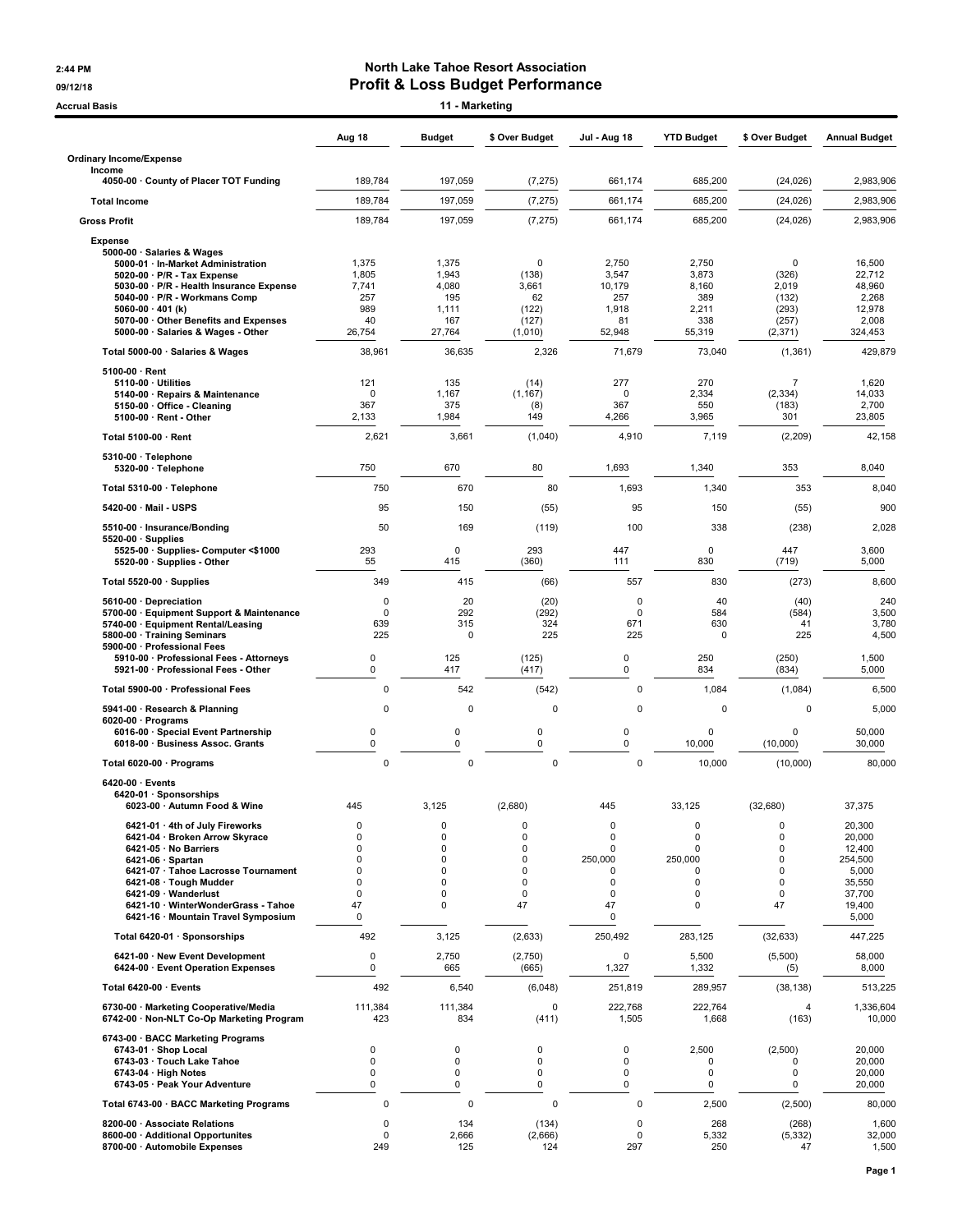2:44 PM
09/12/18
Accrual Basis

# North Lake Tahoe Resort Association
## Profit & Loss Budget Performance
### 11 - Marketing

| | Aug 18 | Budget | $ Over Budget | Jul - Aug 18 | YTD Budget | $ Over Budget | Annual Budget |
|---|---|---|---|---|---|---|---|
| **Ordinary Income/Expense** | | | | | | | |
| Income | | | | | | | |
| 4050-00 · County of Placer TOT Funding | 189,784 | 197,059 | (7,275) | 661,174 | 685,200 | (24,026) | 2,983,906 |
| **Total Income** | 189,784 | 197,059 | (7,275) | 661,174 | 685,200 | (24,026) | 2,983,906 |
| **Gross Profit** | 189,784 | 197,059 | (7,275) | 661,174 | 685,200 | (24,026) | 2,983,906 |
| **Expense** | | | | | | | |
| 5000-00 · Salaries & Wages | | | | | | | |
| 5000-01 · In-Market Administration | 1,375 | 1,375 | 0 | 2,750 | 2,750 | 0 | 16,500 |
| 5020-00 · P/R - Tax Expense | 1,805 | 1,943 | (138) | 3,547 | 3,873 | (326) | 22,712 |
| 5030-00 · P/R - Health Insurance Expense | 7,741 | 4,080 | 3,661 | 10,179 | 8,160 | 2,019 | 48,960 |
| 5040-00 · P/R - Workmans Comp | 257 | 195 | 62 | 257 | 389 | (132) | 2,268 |
| 5060-00 · 401 (k) | 989 | 1,111 | (122) | 1,918 | 2,211 | (293) | 12,978 |
| 5070-00 · Other Benefits and Expenses | 40 | 167 | (127) | 81 | 338 | (257) | 2,008 |
| 5000-00 · Salaries & Wages - Other | 26,754 | 27,764 | (1,010) | 52,948 | 55,319 | (2,371) | 324,453 |
| **Total 5000-00 · Salaries & Wages** | 38,961 | 36,635 | 2,326 | 71,679 | 73,040 | (1,361) | 429,879 |
| 5100-00 · Rent | | | | | | | |
| 5110-00 · Utilities | 121 | 135 | (14) | 277 | 270 | 7 | 1,620 |
| 5140-00 · Repairs & Maintenance | 0 | 1,167 | (1,167) | 0 | 2,334 | (2,334) | 14,033 |
| 5150-00 · Office - Cleaning | 367 | 375 | (8) | 367 | 550 | (183) | 2,700 |
| 5100-00 · Rent - Other | 2,133 | 1,984 | 149 | 4,266 | 3,965 | 301 | 23,805 |
| **Total 5100-00 · Rent** | 2,621 | 3,661 | (1,040) | 4,910 | 7,119 | (2,209) | 42,158 |
| 5310-00 · Telephone | | | | | | | |
| 5320-00 · Telephone | 750 | 670 | 80 | 1,693 | 1,340 | 353 | 8,040 |
| **Total 5310-00 · Telephone** | 750 | 670 | 80 | 1,693 | 1,340 | 353 | 8,040 |
| 5420-00 · Mail - USPS | 95 | 150 | (55) | 95 | 150 | (55) | 900 |
| 5510-00 · Insurance/Bonding | 50 | 169 | (119) | 100 | 338 | (238) | 2,028 |
| 5520-00 · Supplies | | | | | | | |
| 5525-00 · Supplies- Computer <$1000 | 293 | 0 | 293 | 447 | 0 | 447 | 3,600 |
| 5520-00 · Supplies - Other | 55 | 415 | (360) | 111 | 830 | (719) | 5,000 |
| **Total 5520-00 · Supplies** | 349 | 415 | (66) | 557 | 830 | (273) | 8,600 |
| 5610-00 · Depreciation | 0 | 20 | (20) | 0 | 40 | (40) | 240 |
| 5700-00 · Equipment Support & Maintenance | 0 | 292 | (292) | 0 | 584 | (584) | 3,500 |
| 5740-00 · Equipment Rental/Leasing | 639 | 315 | 324 | 671 | 630 | 41 | 3,780 |
| 5800-00 · Training Seminars | 225 | 0 | 225 | 225 | 0 | 225 | 4,500 |
| 5900-00 · Professional Fees | | | | | | | |
| 5910-00 · Professional Fees - Attorneys | 0 | 125 | (125) | 0 | 250 | (250) | 1,500 |
| 5921-00 · Professional Fees - Other | 0 | 417 | (417) | 0 | 834 | (834) | 5,000 |
| **Total 5900-00 · Professional Fees** | 0 | 542 | (542) | 0 | 1,084 | (1,084) | 6,500 |
| 5941-00 · Research & Planning | 0 | 0 | 0 | 0 | 0 | 0 | 5,000 |
| 6020-00 · Programs | | | | | | | |
| 6016-00 · Special Event Partnership | 0 | 0 | 0 | 0 | 0 | 0 | 50,000 |
| 6018-00 · Business Assoc. Grants | 0 | 0 | 0 | 0 | 10,000 | (10,000) | 30,000 |
| **Total 6020-00 · Programs** | 0 | 0 | 0 | 0 | 10,000 | (10,000) | 80,000 |
| 6420-00 · Events | | | | | | | |
| 6420-01 · Sponsorships | | | | | | | |
| 6023-00 · Autumn Food & Wine | 445 | 3,125 | (2,680) | 445 | 33,125 | (32,680) | 37,375 |
| 6421-01 · 4th of July Fireworks | 0 | 0 | 0 | 0 | 0 | 0 | 20,300 |
| 6421-04 · Broken Arrow Skyrace | 0 | 0 | 0 | 0 | 0 | 0 | 20,000 |
| 6421-05 · No Barriers | 0 | 0 | 0 | 0 | 0 | 0 | 12,400 |
| 6421-06 · Spartan | 0 | 0 | 0 | 250,000 | 250,000 | 0 | 254,500 |
| 6421-07 · Tahoe Lacrosse Tournament | 0 | 0 | 0 | 0 | 0 | 0 | 5,000 |
| 6421-08 · Tough Mudder | 0 | 0 | 0 | 0 | 0 | 0 | 35,550 |
| 6421-09 · Wanderlust | 0 | 0 | 0 | 0 | 0 | 0 | 37,700 |
| 6421-10 · WinterWonderGrass - Tahoe | 47 | 0 | 47 | 47 | 0 | 47 | 19,400 |
| 6421-16 · Mountain Travel Symposium | 0 | | | 0 | | | 5,000 |
| **Total 6420-01 · Sponsorships** | 492 | 3,125 | (2,633) | 250,492 | 283,125 | (32,633) | 447,225 |
| 6421-00 · New Event Development | 0 | 2,750 | (2,750) | 0 | 5,500 | (5,500) | 58,000 |
| 6424-00 · Event Operation Expenses | 0 | 665 | (665) | 1,327 | 1,332 | (5) | 8,000 |
| **Total 6420-00 · Events** | 492 | 6,540 | (6,048) | 251,819 | 289,957 | (38,138) | 513,225 |
| 6730-00 · Marketing Cooperative/Media | 111,384 | 111,384 | 0 | 222,768 | 222,764 | 4 | 1,336,604 |
| 6742-00 · Non-NLT Co-Op Marketing Program | 423 | 834 | (411) | 1,505 | 1,668 | (163) | 10,000 |
| 6743-00 · BACC Marketing Programs | | | | | | | |
| 6743-01 · Shop Local | 0 | 0 | 0 | 0 | 2,500 | (2,500) | 20,000 |
| 6743-03 · Touch Lake Tahoe | 0 | 0 | 0 | 0 | 0 | 0 | 20,000 |
| 6743-04 · High Notes | 0 | 0 | 0 | 0 | 0 | 0 | 20,000 |
| 6743-05 · Peak Your Adventure | 0 | 0 | 0 | 0 | 0 | 0 | 20,000 |
| **Total 6743-00 · BACC Marketing Programs** | 0 | 0 | 0 | 0 | 2,500 | (2,500) | 80,000 |
| 8200-00 · Associate Relations | 0 | 134 | (134) | 0 | 268 | (268) | 1,600 |
| 8600-00 · Additional Opportunites | 0 | 2,666 | (2,666) | 0 | 5,332 | (5,332) | 32,000 |
| 8700-00 · Automobile Expenses | 249 | 125 | 124 | 297 | 250 | 47 | 1,500 |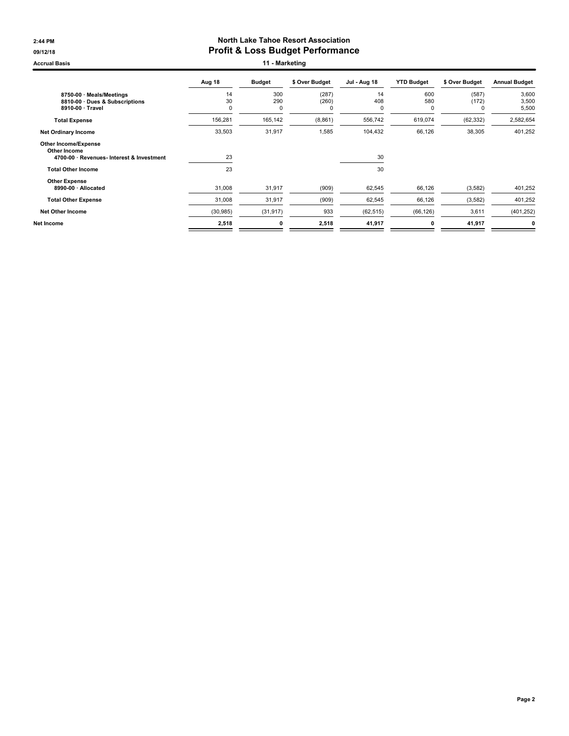# North Lake Tahoe Resort Association

## Profit & Loss Budget Performance

Accrual Basis

### 11 - Marketing

| | Aug 18 | Budget | $ Over Budget | Jul - Aug 18 | YTD Budget | $ Over Budget | Annual Budget |
|---|---|---|---|---|---|---|---|
| 8750-00 · Meals/Meetings | 14 | 300 | (287) | 14 | 600 | (587) | 3,600 |
| 8810-00 · Dues & Subscriptions | 30 | 290 | (260) | 408 | 580 | (172) | 3,500 |
| 8910-00 · Travel | 0 | 0 | 0 | 0 | 0 | 0 | 5,500 |
| **Total Expense** | 156,281 | 165,142 | (8,861) | 556,742 | 619,074 | (62,332) | 2,582,654 |
| **Net Ordinary Income** | 33,503 | 31,917 | 1,585 | 104,432 | 66,126 | 38,305 | 401,252 |
| **Other Income/Expense** | | | | | | | |
| **Other Income** | | | | | | | |
| 4700-00 · Revenues- Interest & Investment | 23 | | | 30 | | | |
| **Total Other Income** | 23 | | | 30 | | | |
| **Other Expense** | | | | | | | |
| 8990-00 · Allocated | 31,008 | 31,917 | (909) | 62,545 | 66,126 | (3,582) | 401,252 |
| **Total Other Expense** | 31,008 | 31,917 | (909) | 62,545 | 66,126 | (3,582) | 401,252 |
| **Net Other Income** | (30,985) | (31,917) | 933 | (62,515) | (66,126) | 3,611 | (401,252) |
| **Net Income** | **2,518** | **0** | **2,518** | **41,917** | **0** | **41,917** | **0** |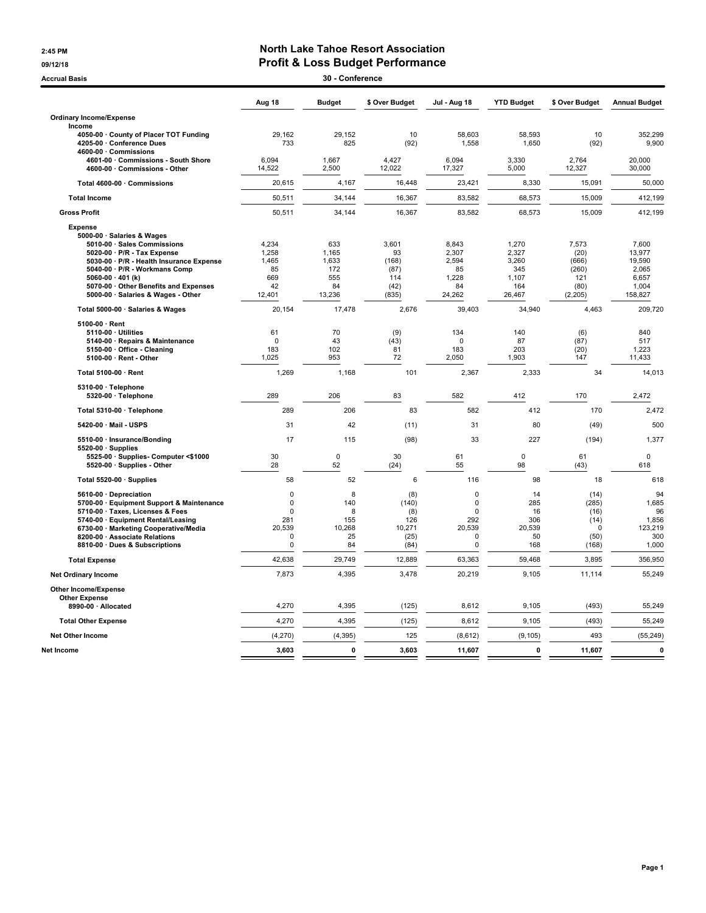2:45 PM
09/12/18
Accrual Basis

# North Lake Tahoe Resort Association
## Profit & Loss Budget Performance
### 30 - Conference

| | Aug 18 | Budget | $ Over Budget | Jul - Aug 18 | YTD Budget | $ Over Budget | Annual Budget |
|---|---|---|---|---|---|---|---|
| **Ordinary Income/Expense** | | | | | | | |
| **Income** | | | | | | | |
| 4050-00 · County of Placer TOT Funding | 29,162 | 29,152 | 10 | 58,603 | 58,593 | 10 | 352,299 |
| 4205-00 · Conference Dues | 733 | 825 | (92) | 1,558 | 1,650 | (92) | 9,900 |
| 4600-00 · Commissions | | | | | | | |
| 4601-00 · Commissions - South Shore | 6,094 | 1,667 | 4,427 | 6,094 | 3,330 | 2,764 | 20,000 |
| 4600-00 · Commissions - Other | 14,522 | 2,500 | 12,022 | 17,327 | 5,000 | 12,327 | 30,000 |
| Total 4600-00 · Commissions | 20,615 | 4,167 | 16,448 | 23,421 | 8,330 | 15,091 | 50,000 |
| **Total Income** | 50,511 | 34,144 | 16,367 | 83,582 | 68,573 | 15,009 | 412,199 |
| **Gross Profit** | 50,511 | 34,144 | 16,367 | 83,582 | 68,573 | 15,009 | 412,199 |
| **Expense** | | | | | | | |
| 5000-00 · Salaries & Wages | | | | | | | |
| 5010-00 · Sales Commissions | 4,234 | 633 | 3,601 | 8,843 | 1,270 | 7,573 | 7,600 |
| 5020-00 · P/R - Tax Expense | 1,258 | 1,165 | 93 | 2,307 | 2,327 | (20) | 13,977 |
| 5030-00 · P/R - Health Insurance Expense | 1,465 | 1,633 | (168) | 2,594 | 3,260 | (666) | 19,590 |
| 5040-00 · P/R - Workmans Comp | 85 | 172 | (87) | 85 | 345 | (260) | 2,065 |
| 5060-00 · 401 (k) | 669 | 555 | 114 | 1,228 | 1,107 | 121 | 6,657 |
| 5070-00 · Other Benefits and Expenses | 42 | 84 | (42) | 84 | 164 | (80) | 1,004 |
| 5000-00 · Salaries & Wages - Other | 12,401 | 13,236 | (835) | 24,262 | 26,467 | (2,205) | 158,827 |
| Total 5000-00 · Salaries & Wages | 20,154 | 17,478 | 2,676 | 39,403 | 34,940 | 4,463 | 209,720 |
| 5100-00 · Rent | | | | | | | |
| 5110-00 · Utilities | 61 | 70 | (9) | 134 | 140 | (6) | 840 |
| 5140-00 · Repairs & Maintenance | 0 | 43 | (43) | 0 | 87 | (87) | 517 |
| 5150-00 · Office - Cleaning | 183 | 102 | 81 | 183 | 203 | (20) | 1,223 |
| 5100-00 · Rent - Other | 1,025 | 953 | 72 | 2,050 | 1,903 | 147 | 11,433 |
| Total 5100-00 · Rent | 1,269 | 1,168 | 101 | 2,367 | 2,333 | 34 | 14,013 |
| 5310-00 · Telephone | | | | | | | |
| 5320-00 · Telephone | 289 | 206 | 83 | 582 | 412 | 170 | 2,472 |
| Total 5310-00 · Telephone | 289 | 206 | 83 | 582 | 412 | 170 | 2,472 |
| 5420-00 · Mail - USPS | 31 | 42 | (11) | 31 | 80 | (49) | 500 |
| 5510-00 · Insurance/Bonding | 17 | 115 | (98) | 33 | 227 | (194) | 1,377 |
| 5520-00 · Supplies | | | | | | | |
| 5525-00 · Supplies- Computer <$1000 | 30 | 0 | 30 | 61 | 0 | 61 | 0 |
| 5520-00 · Supplies - Other | 28 | 52 | (24) | 55 | 98 | (43) | 618 |
| Total 5520-00 · Supplies | 58 | 52 | 6 | 116 | 98 | 18 | 618 |
| 5610-00 · Depreciation | 0 | 8 | (8) | 0 | 14 | (14) | 94 |
| 5700-00 · Equipment Support & Maintenance | 0 | 140 | (140) | 0 | 285 | (285) | 1,685 |
| 5710-00 · Taxes, Licenses & Fees | 0 | 8 | (8) | 0 | 16 | (16) | 96 |
| 5740-00 · Equipment Rental/Leasing | 281 | 155 | 126 | 292 | 306 | (14) | 1,856 |
| 6730-00 · Marketing Cooperative/Media | 20,539 | 10,268 | 10,271 | 20,539 | 20,539 | 0 | 123,219 |
| 8200-00 · Associate Relations | 0 | 25 | (25) | 0 | 50 | (50) | 300 |
| 8810-00 · Dues & Subscriptions | 0 | 84 | (84) | 0 | 168 | (168) | 1,000 |
| **Total Expense** | 42,638 | 29,749 | 12,889 | 63,363 | 59,468 | 3,895 | 356,950 |
| **Net Ordinary Income** | 7,873 | 4,395 | 3,478 | 20,219 | 9,105 | 11,114 | 55,249 |
| **Other Income/Expense** | | | | | | | |
| **Other Expense** | | | | | | | |
| 8990-00 · Allocated | 4,270 | 4,395 | (125) | 8,612 | 9,105 | (493) | 55,249 |
| **Total Other Expense** | 4,270 | 4,395 | (125) | 8,612 | 9,105 | (493) | 55,249 |
| **Net Other Income** | (4,270) | (4,395) | 125 | (8,612) | (9,105) | 493 | (55,249) |
| **Net Income** | **3,603** | **0** | **3,603** | **11,607** | **0** | **11,607** | **0** |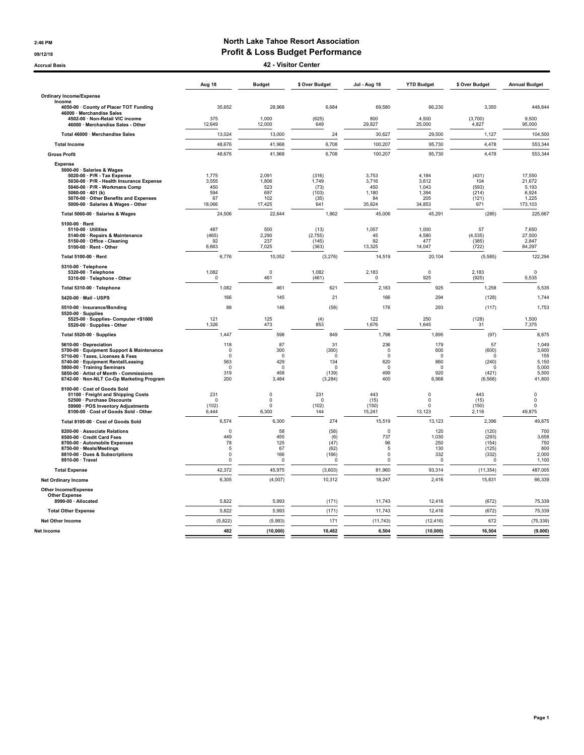# North Lake Tahoe Resort Association

## Profit & Loss Budget Performance

### 42 - Visitor Center

2:46 PM
09/12/18
Accrual Basis

| | Aug 18 | Budget | $ Over Budget | Jul - Aug 18 | YTD Budget | $ Over Budget | Annual Budget |
|---|---|---|---|---|---|---|---|
| **Ordinary Income/Expense** | | | | | | | |
| **Income** | | | | | | | |
| 4050-00 · County of Placer TOT Funding | 35,652 | 28,968 | 6,684 | 69,580 | 66,230 | 3,350 | 448,844 |
| 46000 · Merchandise Sales | | | | | | | |
| 4502-00 · Non-Retail VIC income | 375 | 1,000 | (625) | 800 | 4,500 | (3,700) | 9,500 |
| 46000 · Merchandise Sales - Other | 12,649 | 12,000 | 649 | 29,827 | 25,000 | 4,827 | 95,000 |
| Total 46000 · Merchandise Sales | 13,024 | 13,000 | 24 | 30,627 | 29,500 | 1,127 | 104,500 |
| **Total Income** | 48,676 | 41,968 | 6,708 | 100,207 | 95,730 | 4,478 | 553,344 |
| **Gross Profit** | 48,676 | 41,968 | 6,708 | 100,207 | 95,730 | 4,478 | 553,344 |
| **Expense** | | | | | | | |
| 5000-00 · Salaries & Wages | | | | | | | |
| 5020-00 · P/R - Tax Expense | 1,775 | 2,091 | (316) | 3,753 | 4,184 | (431) | 17,550 |
| 5030-00 · P/R - Health Insurance Expense | 3,555 | 1,806 | 1,749 | 3,716 | 3,612 | 104 | 21,672 |
| 5040-00 · P/R - Workmans Comp | 450 | 523 | (73) | 450 | 1,043 | (593) | 5,193 |
| 5060-00 · 401 (k) | 594 | 697 | (103) | 1,180 | 1,394 | (214) | 6,924 |
| 5070-00 · Other Benefits and Expenses | 67 | 102 | (35) | 84 | 205 | (121) | 1,225 |
| 5000-00 · Salaries & Wages - Other | 18,066 | 17,425 | 641 | 35,824 | 34,853 | 971 | 173,103 |
| Total 5000-00 · Salaries & Wages | 24,506 | 22,644 | 1,862 | 45,006 | 45,291 | (285) | 225,667 |
| 5100-00 · Rent | | | | | | | |
| 5110-00 · Utilities | 487 | 500 | (13) | 1,057 | 1,000 | 57 | 7,650 |
| 5140-00 · Repairs & Maintenance | (465) | 2,290 | (2,755) | 45 | 4,580 | (4,535) | 27,500 |
| 5150-00 · Office - Cleaning | 92 | 237 | (145) | 92 | 477 | (385) | 2,847 |
| 5100-00 · Rent - Other | 6,663 | 7,025 | (363) | 13,325 | 14,047 | (722) | 84,297 |
| Total 5100-00 · Rent | 6,776 | 10,052 | (3,276) | 14,519 | 20,104 | (5,585) | 122,294 |
| 5310-00 · Telephone | | | | | | | |
| 5320-00 · Telephone | 1,082 | 0 | 1,082 | 2,183 | 0 | 2,183 | 0 |
| 5310-00 · Telephone - Other | 0 | 461 | (461) | 0 | 925 | (925) | 5,535 |
| Total 5310-00 · Telephone | 1,082 | 461 | 621 | 2,183 | 925 | 1,258 | 5,535 |
| 5420-00 · Mail - USPS | 166 | 145 | 21 | 166 | 294 | (128) | 1,744 |
| 5510-00 · Insurance/Bonding | 88 | 146 | (58) | 176 | 293 | (117) | 1,753 |
| 5520-00 · Supplies | | | | | | | |
| 5525-00 · Supplies- Computer <$1000 | 121 | 125 | (4) | 122 | 250 | (128) | 1,500 |
| 5520-00 · Supplies - Other | 1,326 | 473 | 853 | 1,676 | 1,645 | 31 | 7,375 |
| Total 5520-00 · Supplies | 1,447 | 598 | 849 | 1,798 | 1,895 | (97) | 8,875 |
| 5610-00 · Depreciation | 118 | 87 | 31 | 236 | 179 | 57 | 1,049 |
| 5700-00 · Equipment Support & Maintenance | 0 | 300 | (300) | 0 | 600 | (600) | 3,600 |
| 5710-00 · Taxes, Licenses & Fees | 0 | 0 | 0 | 0 | 0 | 0 | 155 |
| 5740-00 · Equipment Rental/Leasing | 563 | 429 | 134 | 620 | 860 | (240) | 5,150 |
| 5800-00 · Training Seminars | 0 | 0 | 0 | 0 | 0 | 0 | 5,000 |
| 5850-00 · Artist of Month - Commissions | 319 | 458 | (139) | 499 | 920 | (421) | 5,500 |
| 6742-00 · Non-NLT Co-Op Marketing Program | 200 | 3,484 | (3,284) | 400 | 6,968 | (6,568) | 41,800 |
| 8100-00 · Cost of Goods Sold | | | | | | | |
| 51100 · Freight and Shipping Costs | 231 | 0 | 231 | 443 | 0 | 443 | 0 |
| 52500 · Purchase Discounts | 0 | 0 | 0 | (15) | 0 | (15) | 0 |
| 59900 · POS Inventory Adjustments | (102) | 0 | (102) | (150) | 0 | (150) | 0 |
| 8100-00 · Cost of Goods Sold - Other | 6,444 | 6,300 | 144 | 15,241 | 13,123 | 2,118 | 49,875 |
| Total 8100-00 · Cost of Goods Sold | 6,574 | 6,300 | 274 | 15,519 | 13,123 | 2,396 | 49,875 |
| 8200-00 · Associate Relations | 0 | 58 | (58) | 0 | 120 | (120) | 700 |
| 8500-00 · Credit Card Fees | 449 | 455 | (6) | 737 | 1,030 | (293) | 3,658 |
| 8700-00 · Automobile Expenses | 78 | 125 | (47) | 96 | 250 | (154) | 750 |
| 8750-00 · Meals/Meetings | 5 | 67 | (62) | 5 | 130 | (125) | 800 |
| 8810-00 · Dues & Subscriptions | 0 | 166 | (166) | 0 | 332 | (332) | 2,000 |
| 8910-00 · Travel | 0 | 0 | 0 | 0 | 0 | 0 | 1,100 |
| **Total Expense** | 42,372 | 45,975 | (3,603) | 81,960 | 93,314 | (11,354) | 487,005 |
| **Net Ordinary Income** | 6,305 | (4,007) | 10,312 | 18,247 | 2,416 | 15,831 | 66,339 |
| **Other Income/Expense** | | | | | | | |
| **Other Expense** | | | | | | | |
| 8990-00 · Allocated | 5,822 | 5,993 | (171) | 11,743 | 12,416 | (672) | 75,339 |
| **Total Other Expense** | 5,822 | 5,993 | (171) | 11,743 | 12,416 | (672) | 75,339 |
| **Net Other Income** | (5,822) | (5,993) | 171 | (11,743) | (12,416) | 672 | (75,339) |
| **Net Income** | **482** | **(10,000)** | **10,482** | **6,504** | **(10,000)** | **16,504** | **(9,000)** |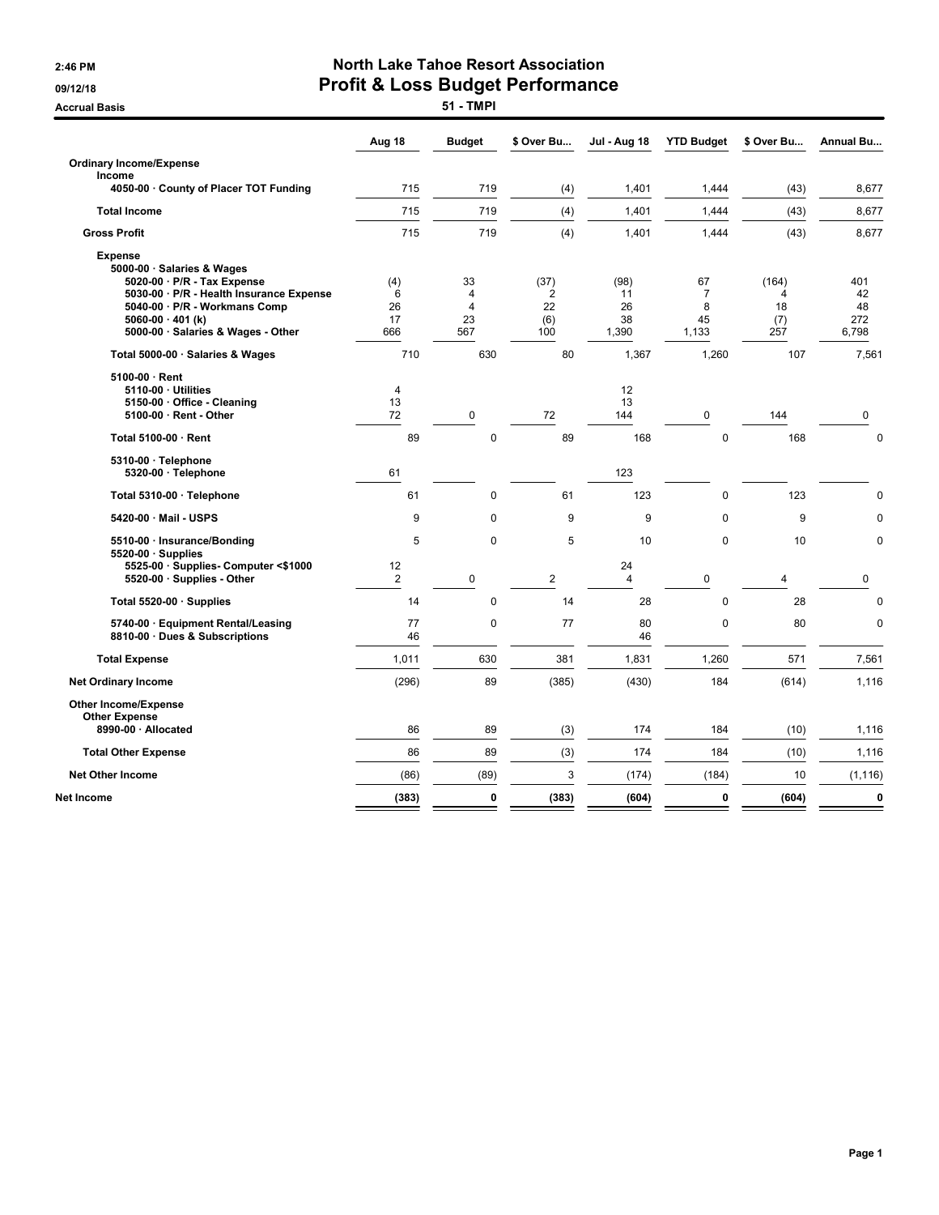# North Lake Tahoe Resort Association

## Profit & Loss Budget Performance

**51 - TMPI**

2:46 PM
09/12/18
Accrual Basis

| | Aug 18 | Budget | $ Over Bu... | Jul - Aug 18 | YTD Budget | $ Over Bu... | Annual Bu... |
|---|---|---|---|---|---|---|---|
| **Ordinary Income/Expense** | | | | | | | |
| **Income** | | | | | | | |
| 4050-00 · County of Placer TOT Funding | 715 | 719 | (4) | 1,401 | 1,444 | (43) | 8,677 |
| **Total Income** | 715 | 719 | (4) | 1,401 | 1,444 | (43) | 8,677 |
| **Gross Profit** | 715 | 719 | (4) | 1,401 | 1,444 | (43) | 8,677 |
| **Expense** | | | | | | | |
| 5000-00 · Salaries & Wages | | | | | | | |
| 5020-00 · P/R - Tax Expense | (4) | 33 | (37) | (98) | 67 | (164) | 401 |
| 5030-00 · P/R - Health Insurance Expense | 6 | 4 | 2 | 11 | 7 | 4 | 42 |
| 5040-00 · P/R - Workmans Comp | 26 | 4 | 22 | 26 | 8 | 18 | 48 |
| 5060-00 · 401 (k) | 17 | 23 | (6) | 38 | 45 | (7) | 272 |
| 5000-00 · Salaries & Wages - Other | 666 | 567 | 100 | 1,390 | 1,133 | 257 | 6,798 |
| Total 5000-00 · Salaries & Wages | 710 | 630 | 80 | 1,367 | 1,260 | 107 | 7,561 |
| 5100-00 · Rent | | | | | | | |
| 5110-00 · Utilities | 4 | | | 12 | | | |
| 5150-00 · Office - Cleaning | 13 | | | 13 | | | |
| 5100-00 · Rent - Other | 72 | 0 | 72 | 144 | 0 | 144 | 0 |
| Total 5100-00 · Rent | 89 | 0 | 89 | 168 | 0 | 168 | 0 |
| 5310-00 · Telephone | | | | | | | |
| 5320-00 · Telephone | 61 | | | 123 | | | |
| Total 5310-00 · Telephone | 61 | 0 | 61 | 123 | 0 | 123 | 0 |
| 5420-00 · Mail - USPS | 9 | 0 | 9 | 9 | 0 | 9 | 0 |
| 5510-00 · Insurance/Bonding | 5 | 0 | 5 | 10 | 0 | 10 | 0 |
| 5520-00 · Supplies | | | | | | | |
| 5525-00 · Supplies- Computer <$1000 | 12 | | | 24 | | | |
| 5520-00 · Supplies - Other | 2 | 0 | 2 | 4 | 0 | 4 | 0 |
| Total 5520-00 · Supplies | 14 | 0 | 14 | 28 | 0 | 28 | 0 |
| 5740-00 · Equipment Rental/Leasing | 77 | 0 | 77 | 80 | 0 | 80 | 0 |
| 8810-00 · Dues & Subscriptions | 46 | | | 46 | | | |
| **Total Expense** | 1,011 | 630 | 381 | 1,831 | 1,260 | 571 | 7,561 |
| **Net Ordinary Income** | (296) | 89 | (385) | (430) | 184 | (614) | 1,116 |
| **Other Income/Expense** | | | | | | | |
| **Other Expense** | | | | | | | |
| 8990-00 · Allocated | 86 | 89 | (3) | 174 | 184 | (10) | 1,116 |
| **Total Other Expense** | 86 | 89 | (3) | 174 | 184 | (10) | 1,116 |
| **Net Other Income** | (86) | (89) | 3 | (174) | (184) | 10 | (1,116) |
| **Net Income** | **(383)** | **0** | **(383)** | **(604)** | **0** | **(604)** | **0** |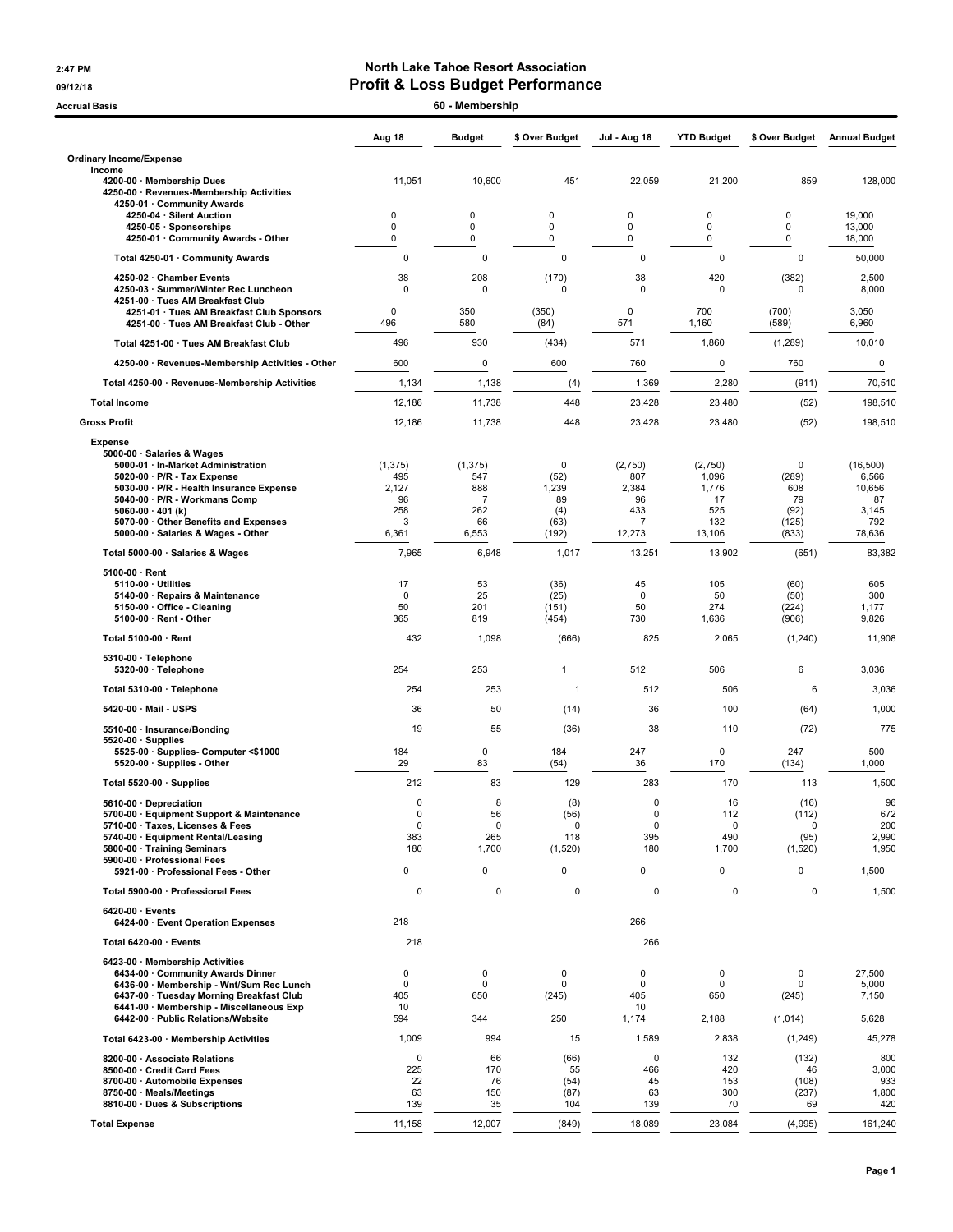2:47 PM
09/12/18
Accrual Basis

# North Lake Tahoe Resort Association
## Profit & Loss Budget Performance
### 60 - Membership

| | Aug 18 | Budget | $ Over Budget | Jul - Aug 18 | YTD Budget | $ Over Budget | Annual Budget |
|---|---|---|---|---|---|---|---|
| **Ordinary Income/Expense** | | | | | | | |
| Income | | | | | | | |
| 4200-00 · Membership Dues | 11,051 | 10,600 | 451 | 22,059 | 21,200 | 859 | 128,000 |
| 4250-00 · Revenues-Membership Activities | | | | | | | |
| 4250-01 · Community Awards | | | | | | | |
| 4250-04 · Silent Auction | 0 | 0 | 0 | 0 | 0 | 0 | 19,000 |
| 4250-05 · Sponsorships | 0 | 0 | 0 | 0 | 0 | 0 | 13,000 |
| 4250-01 · Community Awards - Other | 0 | 0 | 0 | 0 | 0 | 0 | 18,000 |
| Total 4250-01 · Community Awards | 0 | 0 | 0 | 0 | 0 | 0 | 50,000 |
| 4250-02 · Chamber Events | 38 | 208 | (170) | 38 | 420 | (382) | 2,500 |
| 4250-03 · Summer/Winter Rec Luncheon | 0 | 0 | 0 | 0 | 0 | 0 | 8,000 |
| 4251-00 · Tues AM Breakfast Club | | | | | | | |
| 4251-01 · Tues AM Breakfast Club Sponsors | 0 | 350 | (350) | 0 | 700 | (700) | 3,050 |
| 4251-00 · Tues AM Breakfast Club - Other | 496 | 580 | (84) | 571 | 1,160 | (589) | 6,960 |
| Total 4251-00 · Tues AM Breakfast Club | 496 | 930 | (434) | 571 | 1,860 | (1,289) | 10,010 |
| 4250-00 · Revenues-Membership Activities - Other | 600 | 0 | 600 | 760 | 0 | 760 | 0 |
| Total 4250-00 · Revenues-Membership Activities | 1,134 | 1,138 | (4) | 1,369 | 2,280 | (911) | 70,510 |
| **Total Income** | 12,186 | 11,738 | 448 | 23,428 | 23,480 | (52) | 198,510 |
| **Gross Profit** | 12,186 | 11,738 | 448 | 23,428 | 23,480 | (52) | 198,510 |
| Expense | | | | | | | |
| 5000-00 · Salaries & Wages | | | | | | | |
| 5000-01 · In-Market Administration | (1,375) | (1,375) | 0 | (2,750) | (2,750) | 0 | (16,500) |
| 5020-00 · P/R - Tax Expense | 495 | 547 | (52) | 807 | 1,096 | (289) | 6,566 |
| 5030-00 · P/R - Health Insurance Expense | 2,127 | 888 | 1,239 | 2,384 | 1,776 | 608 | 10,656 |
| 5040-00 · P/R - Workmans Comp | 96 | 7 | 89 | 96 | 17 | 79 | 87 |
| 5060-00 · 401 (k) | 258 | 262 | (4) | 433 | 525 | (92) | 3,145 |
| 5070-00 · Other Benefits and Expenses | 3 | 66 | (63) | 7 | 132 | (125) | 792 |
| 5000-00 · Salaries & Wages - Other | 6,361 | 6,553 | (192) | 12,273 | 13,106 | (833) | 78,636 |
| Total 5000-00 · Salaries & Wages | 7,965 | 6,948 | 1,017 | 13,251 | 13,902 | (651) | 83,382 |
| 5100-00 · Rent | | | | | | | |
| 5110-00 · Utilities | 17 | 53 | (36) | 45 | 105 | (60) | 605 |
| 5140-00 · Repairs & Maintenance | 0 | 25 | (25) | 0 | 50 | (50) | 300 |
| 5150-00 · Office - Cleaning | 50 | 201 | (151) | 50 | 274 | (224) | 1,177 |
| 5100-00 · Rent - Other | 365 | 819 | (454) | 730 | 1,636 | (906) | 9,826 |
| Total 5100-00 · Rent | 432 | 1,098 | (666) | 825 | 2,065 | (1,240) | 11,908 |
| 5310-00 · Telephone | | | | | | | |
| 5320-00 · Telephone | 254 | 253 | 1 | 512 | 506 | 6 | 3,036 |
| Total 5310-00 · Telephone | 254 | 253 | 1 | 512 | 506 | 6 | 3,036 |
| 5420-00 · Mail - USPS | 36 | 50 | (14) | 36 | 100 | (64) | 1,000 |
| 5510-00 · Insurance/Bonding | 19 | 55 | (36) | 38 | 110 | (72) | 775 |
| 5520-00 · Supplies | | | | | | | |
| 5525-00 · Supplies- Computer <$1000 | 184 | 0 | 184 | 247 | 0 | 247 | 500 |
| 5520-00 · Supplies - Other | 29 | 83 | (54) | 36 | 170 | (134) | 1,000 |
| Total 5520-00 · Supplies | 212 | 83 | 129 | 283 | 170 | 113 | 1,500 |
| 5610-00 · Depreciation | 0 | 8 | (8) | 0 | 16 | (16) | 96 |
| 5700-00 · Equipment Support & Maintenance | 0 | 56 | (56) | 0 | 112 | (112) | 672 |
| 5710-00 · Taxes, Licenses & Fees | 0 | 0 | 0 | 0 | 0 | 0 | 200 |
| 5740-00 · Equipment Rental/Leasing | 383 | 265 | 118 | 395 | 490 | (95) | 2,990 |
| 5800-00 · Training Seminars | 180 | 1,700 | (1,520) | 180 | 1,700 | (1,520) | 1,950 |
| 5900-00 · Professional Fees | | | | | | | |
| 5921-00 · Professional Fees - Other | 0 | 0 | 0 | 0 | 0 | 0 | 1,500 |
| Total 5900-00 · Professional Fees | 0 | 0 | 0 | 0 | 0 | 0 | 1,500 |
| 6420-00 · Events | | | | | | | |
| 6424-00 · Event Operation Expenses | 218 | | | 266 | | | |
| Total 6420-00 · Events | 218 | | | 266 | | | |
| 6423-00 · Membership Activities | | | | | | | |
| 6434-00 · Community Awards Dinner | 0 | 0 | 0 | 0 | 0 | 0 | 27,500 |
| 6436-00 · Membership - Wnt/Sum Rec Lunch | 0 | 0 | 0 | 0 | 0 | 0 | 5,000 |
| 6437-00 · Tuesday Morning Breakfast Club | 405 | 650 | (245) | 405 | 650 | (245) | 7,150 |
| 6441-00 · Membership - Miscellaneous Exp | 10 | | | 10 | | | |
| 6442-00 · Public Relations/Website | 594 | 344 | 250 | 1,174 | 2,188 | (1,014) | 5,628 |
| Total 6423-00 · Membership Activities | 1,009 | 994 | 15 | 1,589 | 2,838 | (1,249) | 45,278 |
| 8200-00 · Associate Relations | 0 | 66 | (66) | 0 | 132 | (132) | 800 |
| 8500-00 · Credit Card Fees | 225 | 170 | 55 | 466 | 420 | 46 | 3,000 |
| 8700-00 · Automobile Expenses | 22 | 76 | (54) | 45 | 153 | (108) | 933 |
| 8750-00 · Meals/Meetings | 63 | 150 | (87) | 63 | 300 | (237) | 1,800 |
| 8810-00 · Dues & Subscriptions | 139 | 35 | 104 | 139 | 70 | 69 | 420 |
| **Total Expense** | 11,158 | 12,007 | (849) | 18,089 | 23,084 | (4,995) | 161,240 |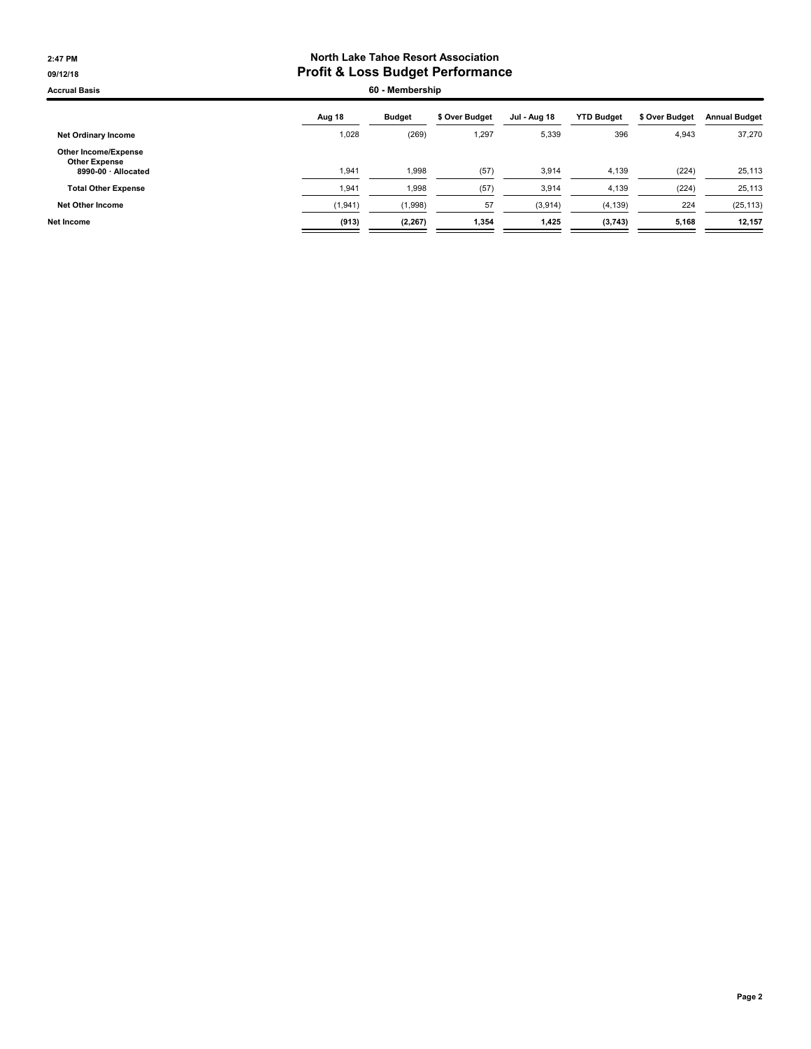**2:47 PM**
**09/12/18**
**Accrual Basis**

# North Lake Tahoe Resort Association
## Profit & Loss Budget Performance
### 60 - Membership

| | Aug 18 | Budget | $ Over Budget | Jul - Aug 18 | YTD Budget | $ Over Budget | Annual Budget |
|---|---|---|---|---|---|---|---|
| **Net Ordinary Income** | 1,028 | (269) | 1,297 | 5,339 | 396 | 4,943 | 37,270 |
| **Other Income/Expense** | | | | | | | |
| **Other Expense** | | | | | | | |
| **8990-00 · Allocated** | 1,941 | 1,998 | (57) | 3,914 | 4,139 | (224) | 25,113 |
| **Total Other Expense** | 1,941 | 1,998 | (57) | 3,914 | 4,139 | (224) | 25,113 |
| **Net Other Income** | (1,941) | (1,998) | 57 | (3,914) | (4,139) | 224 | (25,113) |
| **Net Income** | **(913)** | **(2,267)** | **1,354** | **1,425** | **(3,743)** | **5,168** | **12,157** |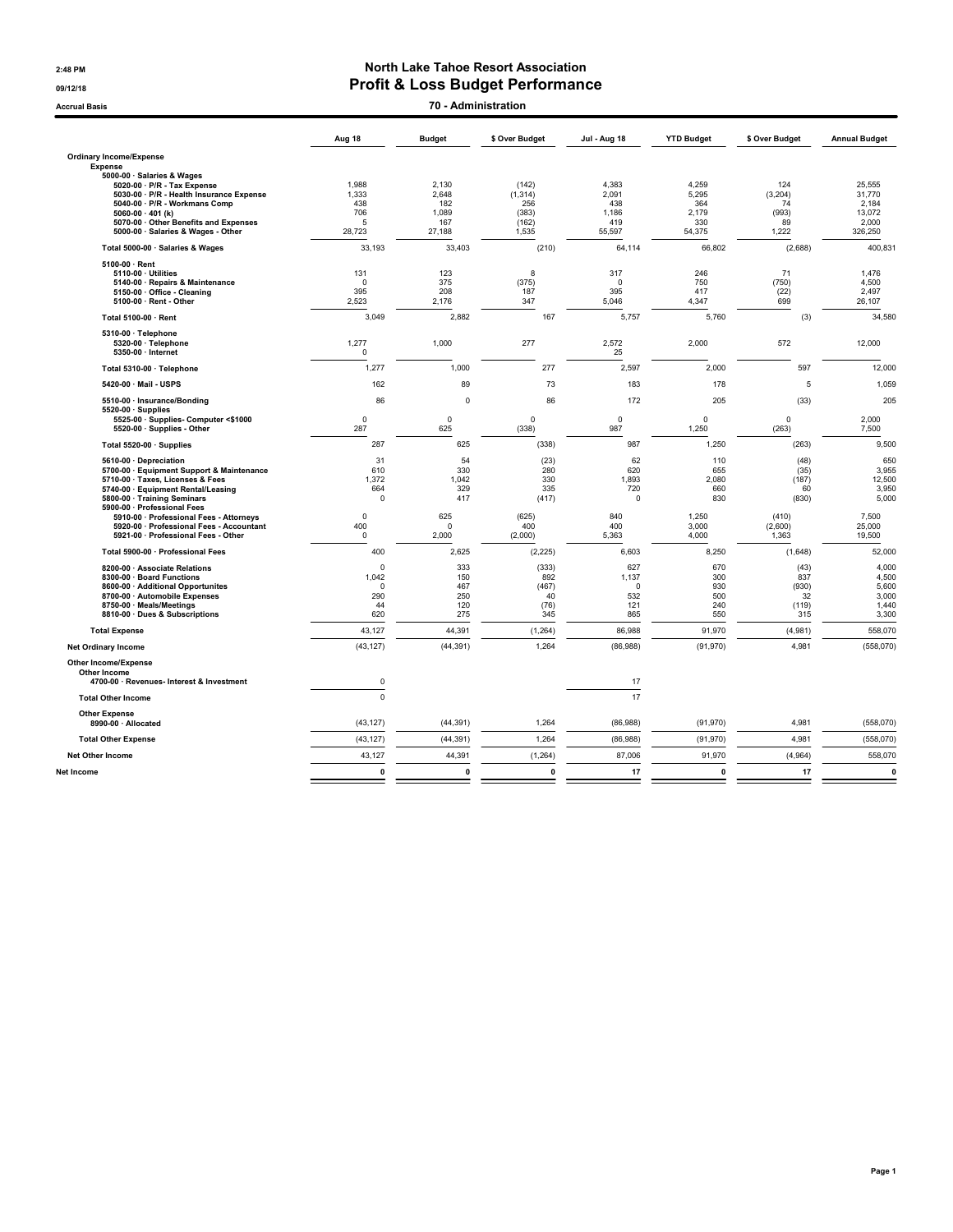2:48 PM

09/12/18

Accrual Basis

# North Lake Tahoe Resort Association
## Profit & Loss Budget Performance
### 70 - Administration

| | Aug 18 | Budget | $ Over Budget | Jul - Aug 18 | YTD Budget | $ Over Budget | Annual Budget |
|---|---|---|---|---|---|---|---|
| **Ordinary Income/Expense** | | | | | | | |
| **Expense** | | | | | | | |
| **5000-00 · Salaries & Wages** | | | | | | | |
| 5020-00 · P/R - Tax Expense | 1,988 | 2,130 | (142) | 4,383 | 4,259 | 124 | 25,555 |
| 5030-00 · P/R - Health Insurance Expense | 1,333 | 2,648 | (1,314) | 2,091 | 5,295 | (3,204) | 31,770 |
| 5040-00 · P/R - Workmans Comp | 438 | 182 | 256 | 438 | 364 | 74 | 2,184 |
| 5060-00 · 401 (k) | 706 | 1,089 | (383) | 1,186 | 2,179 | (993) | 13,072 |
| 5070-00 · Other Benefits and Expenses | 5 | 167 | (162) | 419 | 330 | 89 | 2,000 |
| 5000-00 · Salaries & Wages - Other | 28,723 | 27,188 | 1,535 | 55,597 | 54,375 | 1,222 | 326,250 |
| **Total 5000-00 · Salaries & Wages** | 33,193 | 33,403 | (210) | 64,114 | 66,802 | (2,688) | 400,831 |
| **5100-00 · Rent** | | | | | | | |
| 5110-00 · Utilities | 131 | 123 | 8 | 317 | 246 | 71 | 1,476 |
| 5140-00 · Repairs & Maintenance | 0 | 375 | (375) | 0 | 750 | (750) | 4,500 |
| 5150-00 · Office - Cleaning | 395 | 208 | 187 | 395 | 417 | (22) | 2,497 |
| 5100-00 · Rent - Other | 2,523 | 2,176 | 347 | 5,046 | 4,347 | 699 | 26,107 |
| **Total 5100-00 · Rent** | 3,049 | 2,882 | 167 | 5,757 | 5,760 | (3) | 34,580 |
| **5310-00 · Telephone** | | | | | | | |
| 5320-00 · Telephone | 1,277 | 1,000 | 277 | 2,572 | 2,000 | 572 | 12,000 |
| 5350-00 · Internet | 0 | | | 25 | | | |
| **Total 5310-00 · Telephone** | 1,277 | 1,000 | 277 | 2,597 | 2,000 | 597 | 12,000 |
| 5420-00 · Mail - USPS | 162 | 89 | 73 | 183 | 178 | 5 | 1,059 |
| 5510-00 · Insurance/Bonding | 86 | 0 | 86 | 172 | 205 | (33) | 205 |
| **5520-00 · Supplies** | | | | | | | |
| 5525-00 · Supplies- Computer <$1000 | 0 | 0 | 0 | 0 | 0 | 0 | 2,000 |
| 5520-00 · Supplies - Other | 287 | 625 | (338) | 987 | 1,250 | (263) | 7,500 |
| **Total 5520-00 · Supplies** | 287 | 625 | (338) | 987 | 1,250 | (263) | 9,500 |
| 5610-00 · Depreciation | 31 | 54 | (23) | 62 | 110 | (48) | 650 |
| 5700-00 · Equipment Support & Maintenance | 610 | 330 | 280 | 620 | 655 | (35) | 3,955 |
| 5710-00 · Taxes, Licenses & Fees | 1,372 | 1,042 | 330 | 1,893 | 2,080 | (187) | 12,500 |
| 5740-00 · Equipment Rental/Leasing | 664 | 329 | 335 | 720 | 660 | 60 | 3,950 |
| 5800-00 · Training Seminars | 0 | 417 | (417) | 0 | 830 | (830) | 5,000 |
| **5900-00 · Professional Fees** | | | | | | | |
| 5910-00 · Professional Fees - Attorneys | 0 | 625 | (625) | 840 | 1,250 | (410) | 7,500 |
| 5920-00 · Professional Fees - Accountant | 400 | 0 | 400 | 400 | 3,000 | (2,600) | 25,000 |
| 5921-00 · Professional Fees - Other | 0 | 2,000 | (2,000) | 5,363 | 4,000 | 1,363 | 19,500 |
| **Total 5900-00 · Professional Fees** | 400 | 2,625 | (2,225) | 6,603 | 8,250 | (1,648) | 52,000 |
| 8200-00 · Associate Relations | 0 | 333 | (333) | 627 | 670 | (43) | 4,000 |
| 8300-00 · Board Functions | 1,042 | 150 | 892 | 1,137 | 300 | 837 | 4,500 |
| 8600-00 · Additional Opportunites | 0 | 467 | (467) | 0 | 930 | (930) | 5,600 |
| 8700-00 · Automobile Expenses | 290 | 250 | 40 | 532 | 500 | 32 | 3,000 |
| 8750-00 · Meals/Meetings | 44 | 120 | (76) | 121 | 240 | (119) | 1,440 |
| 8810-00 · Dues & Subscriptions | 620 | 275 | 345 | 865 | 550 | 315 | 3,300 |
| **Total Expense** | 43,127 | 44,391 | (1,264) | 86,988 | 91,970 | (4,981) | 558,070 |
| **Net Ordinary Income** | (43,127) | (44,391) | 1,264 | (86,988) | (91,970) | 4,981 | (558,070) |
| **Other Income/Expense** | | | | | | | |
| **Other Income** | | | | | | | |
| 4700-00 · Revenues- Interest & Investment | 0 | | | 17 | | | |
| **Total Other Income** | 0 | | | 17 | | | |
| **Other Expense** | | | | | | | |
| 8990-00 · Allocated | (43,127) | (44,391) | 1,264 | (86,988) | (91,970) | 4,981 | (558,070) |
| **Total Other Expense** | (43,127) | (44,391) | 1,264 | (86,988) | (91,970) | 4,981 | (558,070) |
| **Net Other Income** | 43,127 | 44,391 | (1,264) | 87,006 | 91,970 | (4,964) | 558,070 |
| **Net Income** | 0 | 0 | 0 | 17 | 0 | 17 | 0 |